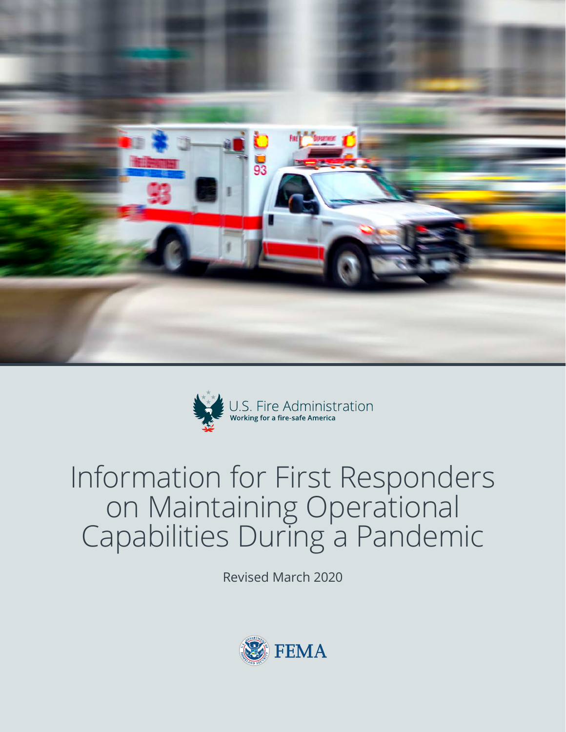U.S. Fire Administration
Working for a fire-safe America

# Information for First Responders on Maintaining Operational Capabilities During a Pandemic

Revised March 2020

FEMA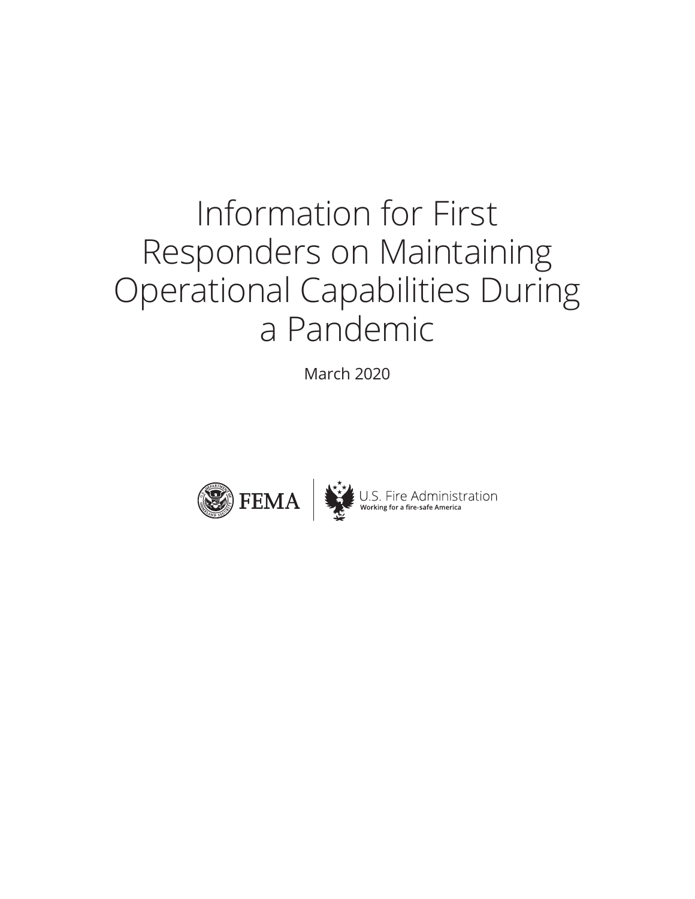# Information for First Responders on Maintaining Operational Capabilities During a Pandemic

March 2020

FEMA | U.S. Fire Administration
Working for a fire-safe America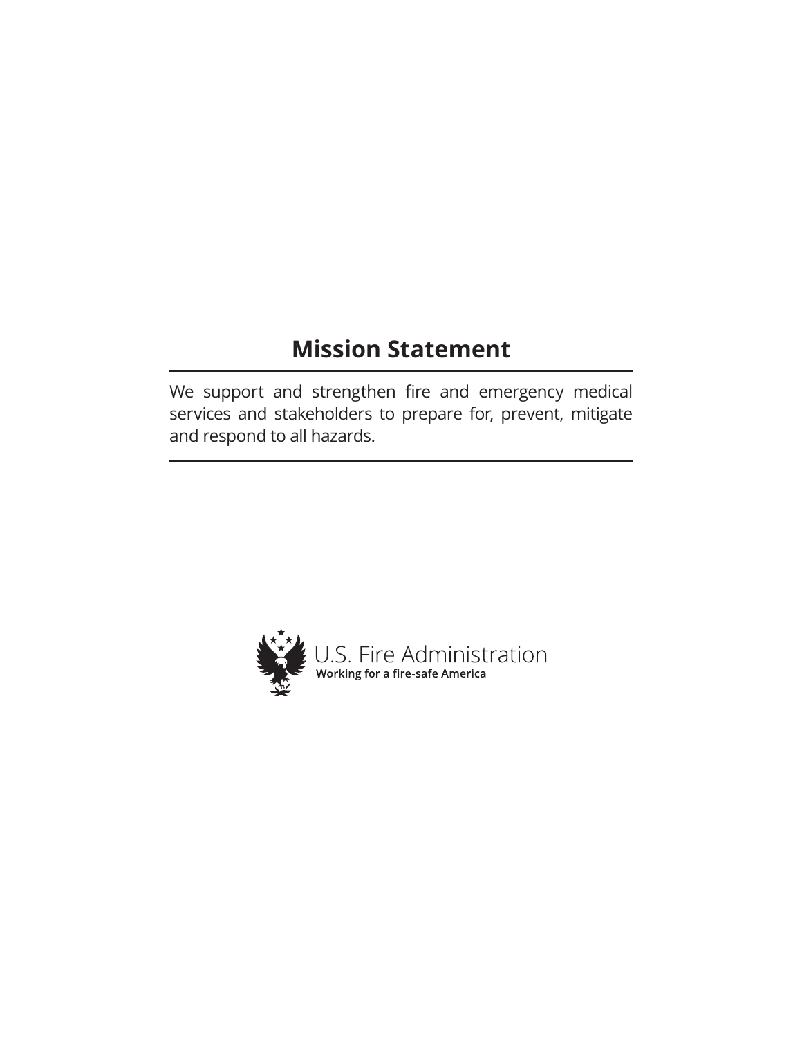## Mission Statement

We support and strengthen fire and emergency medical services and stakeholders to prepare for, prevent, mitigate and respond to all hazards.

U.S. Fire Administration

**Working for a fire-safe America**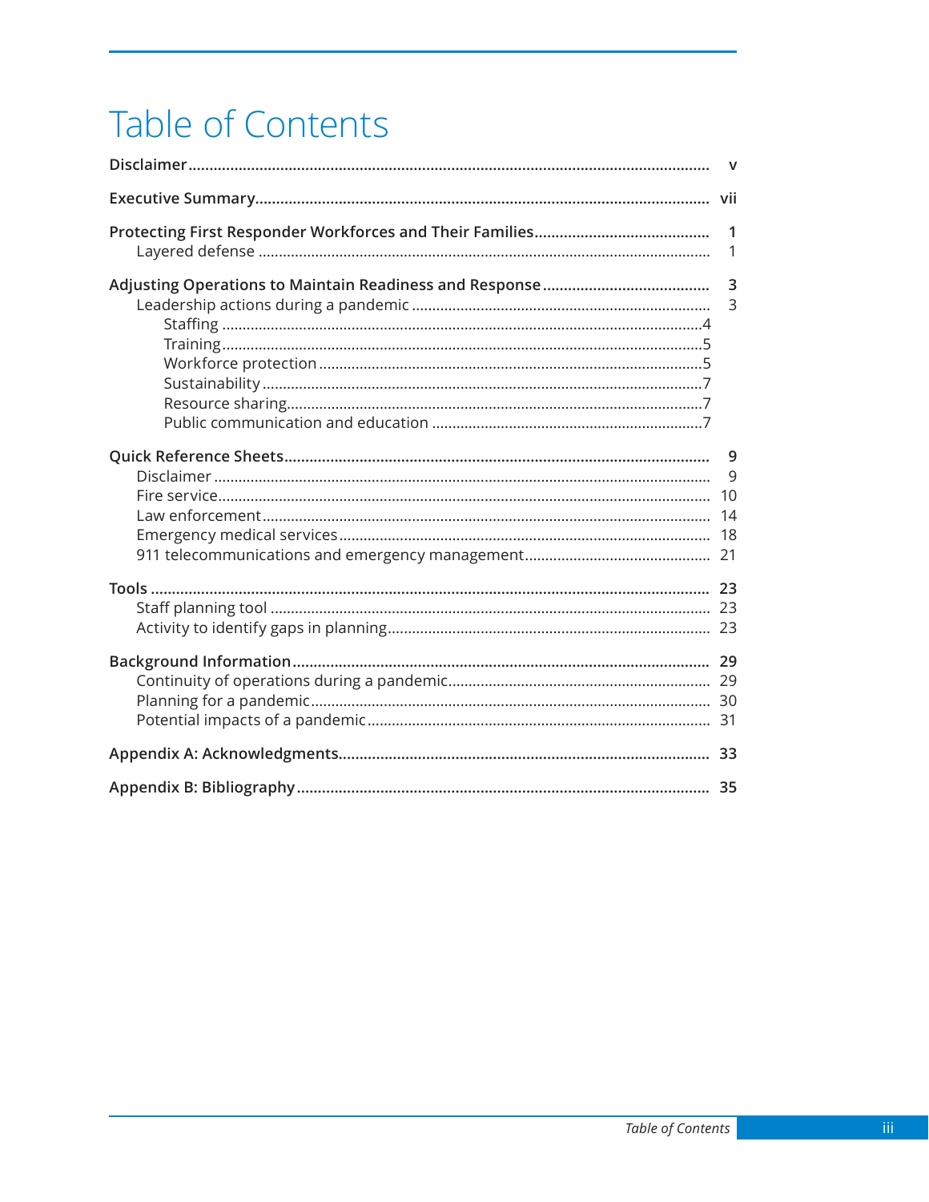# Table of Contents

**Disclaimer** ........ v

**Executive Summary** ........ vii

**Protecting First Responder Workforces and Their Families** ........ 1
- Layered defense ........ 1

**Adjusting Operations to Maintain Readiness and Response** ........ 3
- Leadership actions during a pandemic ........ 3
    - Staffing ........ 4
    - Training ........ 5
    - Workforce protection ........ 5
    - Sustainability ........ 7
    - Resource sharing ........ 7
    - Public communication and education ........ 7

**Quick Reference Sheets** ........ 9
- Disclaimer ........ 9
- Fire service ........ 10
- Law enforcement ........ 14
- Emergency medical services ........ 18
- 911 telecommunications and emergency management ........ 21

**Tools** ........ 23
- Staff planning tool ........ 23
- Activity to identify gaps in planning ........ 23

**Background Information** ........ 29
- Continuity of operations during a pandemic ........ 29
- Planning for a pandemic ........ 30
- Potential impacts of a pandemic ........ 31

**Appendix A: Acknowledgments** ........ 33

**Appendix B: Bibliography** ........ 35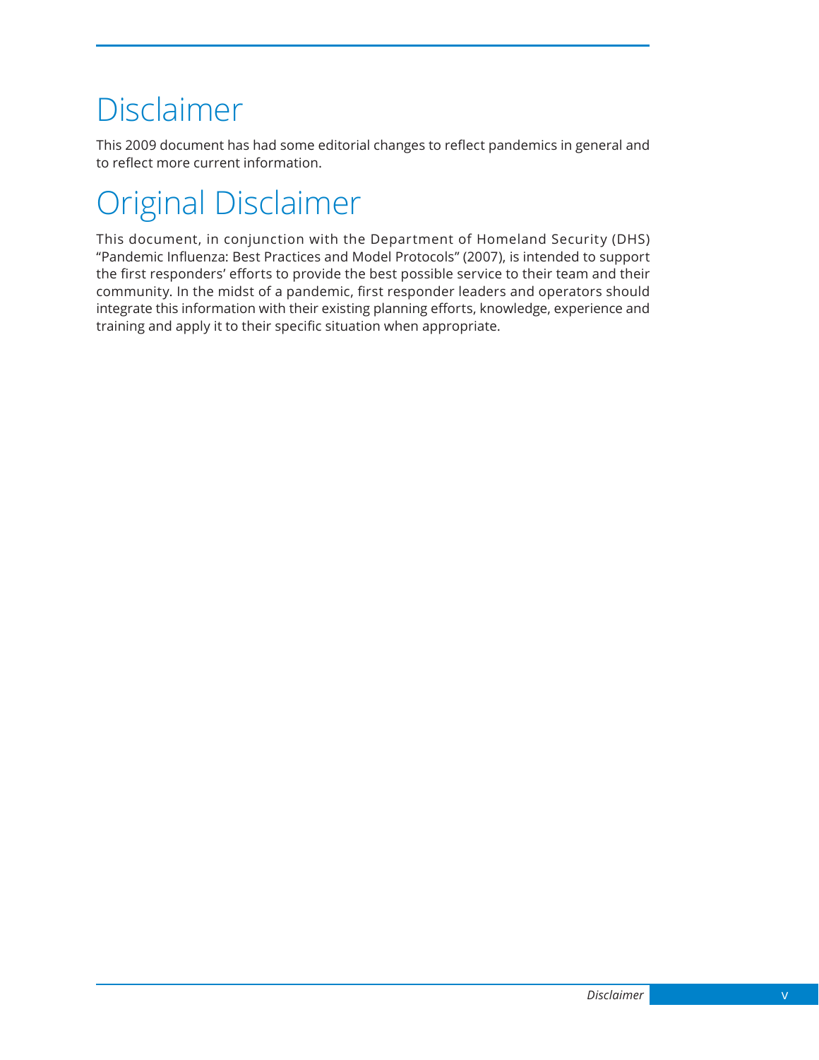# Disclaimer

This 2009 document has had some editorial changes to reflect pandemics in general and to reflect more current information.

# Original Disclaimer

This document, in conjunction with the Department of Homeland Security (DHS) "Pandemic Influenza: Best Practices and Model Protocols" (2007), is intended to support the first responders' efforts to provide the best possible service to their team and their community. In the midst of a pandemic, first responder leaders and operators should integrate this information with their existing planning efforts, knowledge, experience and training and apply it to their specific situation when appropriate.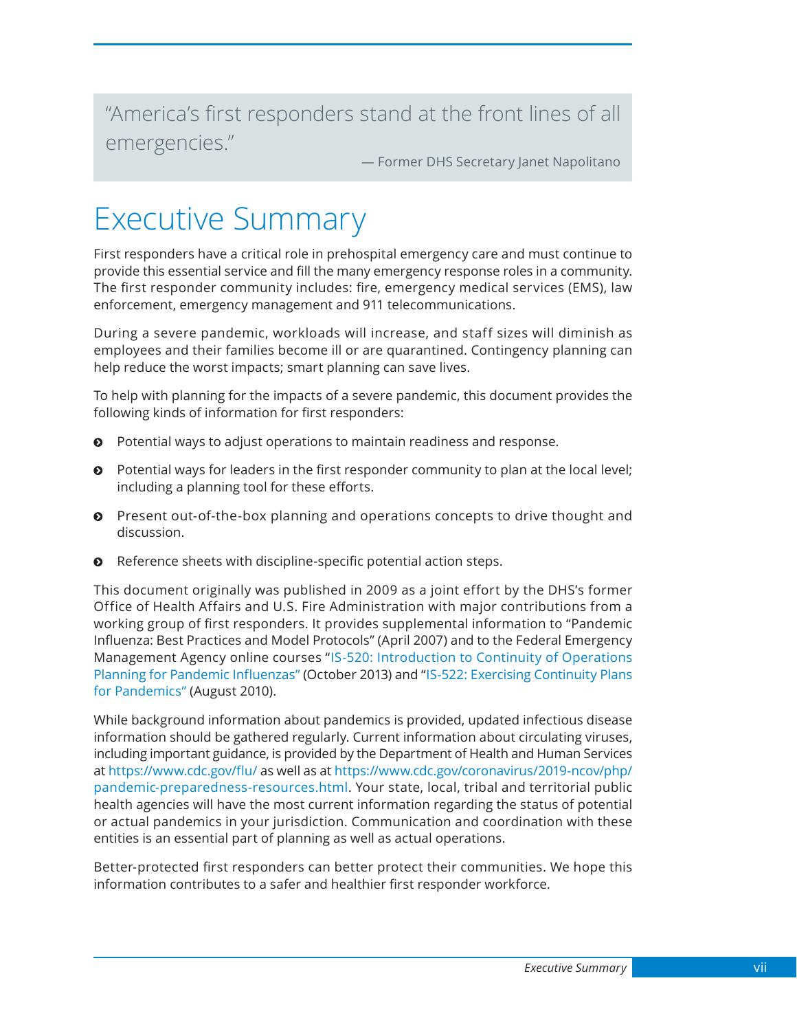> "America's first responders stand at the front lines of all emergencies."
>
> — Former DHS Secretary Janet Napolitano

# Executive Summary

First responders have a critical role in prehospital emergency care and must continue to provide this essential service and fill the many emergency response roles in a community. The first responder community includes: fire, emergency medical services (EMS), law enforcement, emergency management and 911 telecommunications.

During a severe pandemic, workloads will increase, and staff sizes will diminish as employees and their families become ill or are quarantined. Contingency planning can help reduce the worst impacts; smart planning can save lives.

To help with planning for the impacts of a severe pandemic, this document provides the following kinds of information for first responders:

- Potential ways to adjust operations to maintain readiness and response.
- Potential ways for leaders in the first responder community to plan at the local level; including a planning tool for these efforts.
- Present out-of-the-box planning and operations concepts to drive thought and discussion.
- Reference sheets with discipline-specific potential action steps.

This document originally was published in 2009 as a joint effort by the DHS's former Office of Health Affairs and U.S. Fire Administration with major contributions from a working group of first responders. It provides supplemental information to "Pandemic Influenza: Best Practices and Model Protocols" (April 2007) and to the Federal Emergency Management Agency online courses "IS-520: Introduction to Continuity of Operations Planning for Pandemic Influenzas" (October 2013) and "IS-522: Exercising Continuity Plans for Pandemics" (August 2010).

While background information about pandemics is provided, updated infectious disease information should be gathered regularly. Current information about circulating viruses, including important guidance, is provided by the Department of Health and Human Services at https://www.cdc.gov/flu/ as well as at https://www.cdc.gov/coronavirus/2019-ncov/php/pandemic-preparedness-resources.html. Your state, local, tribal and territorial public health agencies will have the most current information regarding the status of potential or actual pandemics in your jurisdiction. Communication and coordination with these entities is an essential part of planning as well as actual operations.

Better-protected first responders can better protect their communities. We hope this information contributes to a safer and healthier first responder workforce.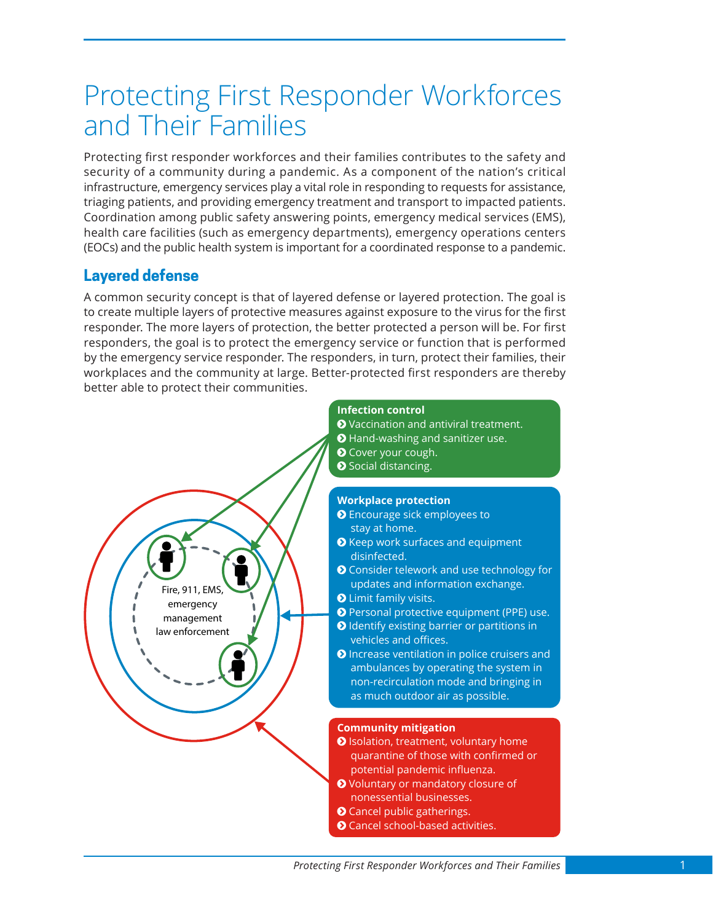# Protecting First Responder Workforces and Their Families

Protecting first responder workforces and their families contributes to the safety and security of a community during a pandemic. As a component of the nation's critical infrastructure, emergency services play a vital role in responding to requests for assistance, triaging patients, and providing emergency treatment and transport to impacted patients. Coordination among public safety answering points, emergency medical services (EMS), health care facilities (such as emergency departments), emergency operations centers (EOCs) and the public health system is important for a coordinated response to a pandemic.

## Layered defense

A common security concept is that of layered defense or layered protection. The goal is to create multiple layers of protective measures against exposure to the virus for the first responder. The more layers of protection, the better protected a person will be. For first responders, the goal is to protect the emergency service or function that is performed by the emergency service responder. The responders, in turn, protect their families, their workplaces and the community at large. Better-protected first responders are thereby better able to protect their communities.

Fire, 911, EMS, emergency management law enforcement

**Infection control**

- Vaccination and antiviral treatment.
- Hand-washing and sanitizer use.
- Cover your cough.
- Social distancing.

**Workplace protection**

- Encourage sick employees to stay at home.
- Keep work surfaces and equipment disinfected.
- Consider telework and use technology for updates and information exchange.
- Limit family visits.
- Personal protective equipment (PPE) use.
- Identify existing barrier or partitions in vehicles and offices.
- Increase ventilation in police cruisers and ambulances by operating the system in non-recirculation mode and bringing in as much outdoor air as possible.

**Community mitigation**

- Isolation, treatment, voluntary home quarantine of those with confirmed or potential pandemic influenza.
- Voluntary or mandatory closure of nonessential businesses.
- Cancel public gatherings.
- Cancel school-based activities.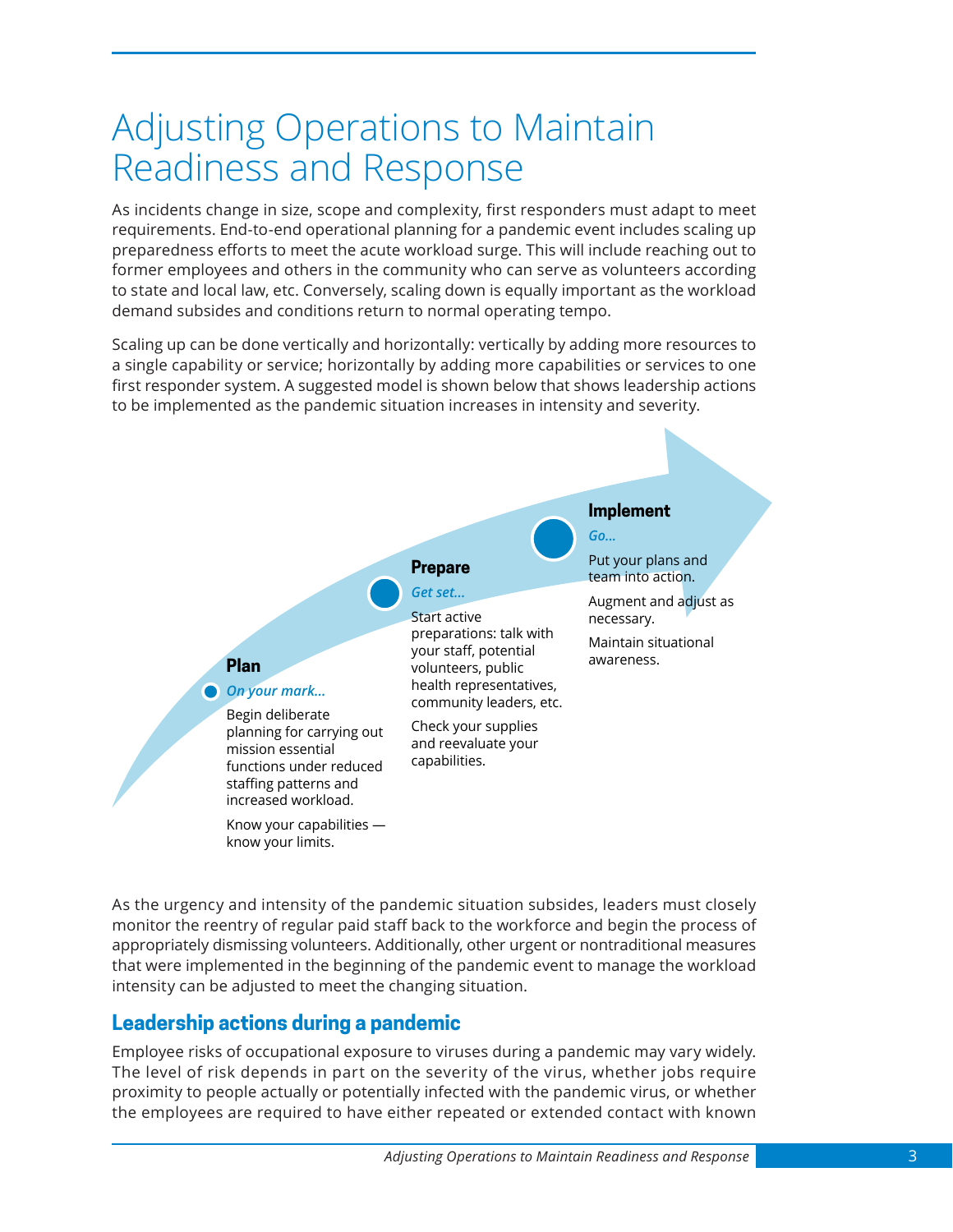# Adjusting Operations to Maintain Readiness and Response

As incidents change in size, scope and complexity, first responders must adapt to meet requirements. End-to-end operational planning for a pandemic event includes scaling up preparedness efforts to meet the acute workload surge. This will include reaching out to former employees and others in the community who can serve as volunteers according to state and local law, etc. Conversely, scaling down is equally important as the workload demand subsides and conditions return to normal operating tempo.

Scaling up can be done vertically and horizontally: vertically by adding more resources to a single capability or service; horizontally by adding more capabilities or services to one first responder system. A suggested model is shown below that shows leadership actions to be implemented as the pandemic situation increases in intensity and severity.

**Plan**

*On your mark...*

Begin deliberate planning for carrying out mission essential functions under reduced staffing patterns and increased workload.

Know your capabilities — know your limits.

**Prepare**

*Get set...*

Start active preparations: talk with your staff, potential volunteers, public health representatives, community leaders, etc.

Check your supplies and reevaluate your capabilities.

**Implement**

*Go...*

Put your plans and team into action.

Augment and adjust as necessary.

Maintain situational awareness.

As the urgency and intensity of the pandemic situation subsides, leaders must closely monitor the reentry of regular paid staff back to the workforce and begin the process of appropriately dismissing volunteers. Additionally, other urgent or nontraditional measures that were implemented in the beginning of the pandemic event to manage the workload intensity can be adjusted to meet the changing situation.

## Leadership actions during a pandemic

Employee risks of occupational exposure to viruses during a pandemic may vary widely. The level of risk depends in part on the severity of the virus, whether jobs require proximity to people actually or potentially infected with the pandemic virus, or whether the employees are required to have either repeated or extended contact with known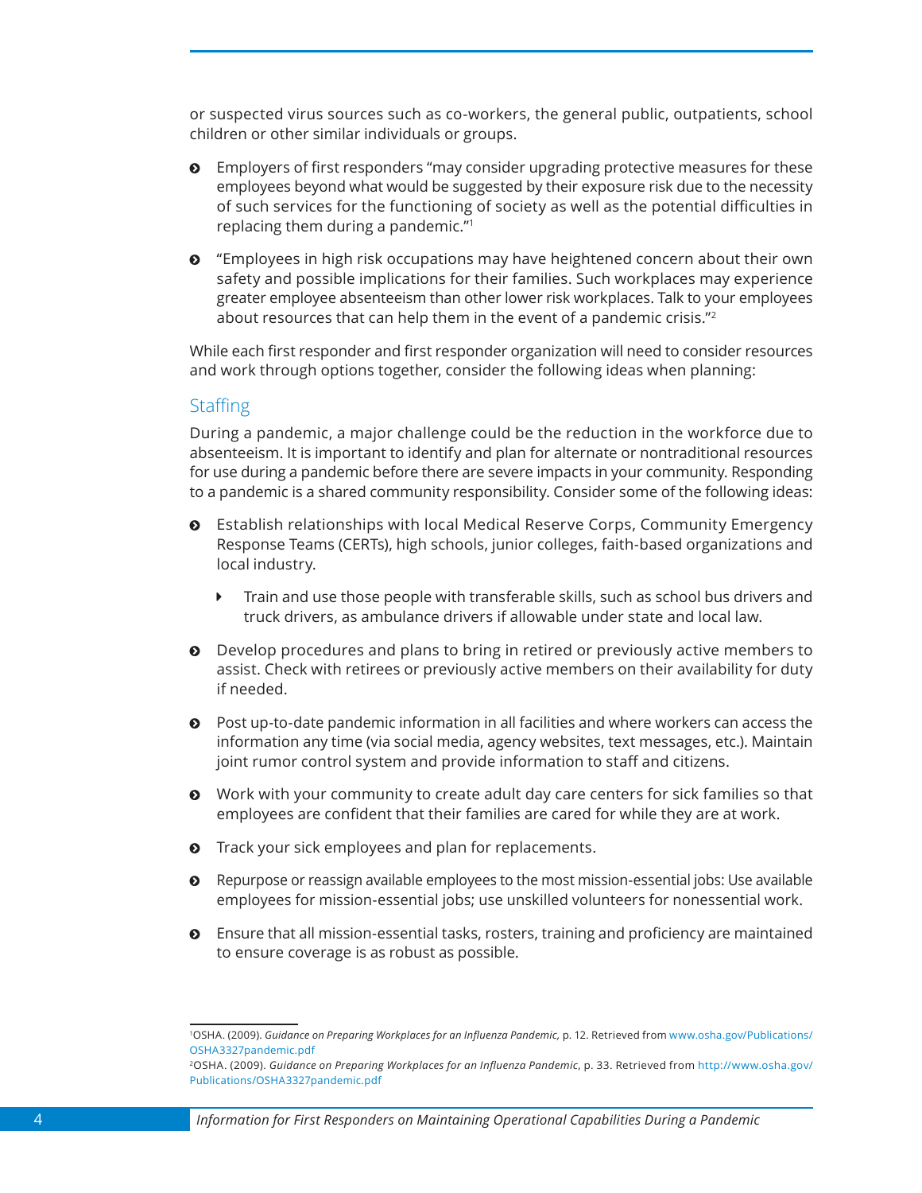or suspected virus sources such as co-workers, the general public, outpatients, school children or other similar individuals or groups.

- Employers of first responders "may consider upgrading protective measures for these employees beyond what would be suggested by their exposure risk due to the necessity of such services for the functioning of society as well as the potential difficulties in replacing them during a pandemic."[1]
- "Employees in high risk occupations may have heightened concern about their own safety and possible implications for their families. Such workplaces may experience greater employee absenteeism than other lower risk workplaces. Talk to your employees about resources that can help them in the event of a pandemic crisis."[2]

While each first responder and first responder organization will need to consider resources and work through options together, consider the following ideas when planning:

### Staffing

During a pandemic, a major challenge could be the reduction in the workforce due to absenteeism. It is important to identify and plan for alternate or nontraditional resources for use during a pandemic before there are severe impacts in your community. Responding to a pandemic is a shared community responsibility. Consider some of the following ideas:

- Establish relationships with local Medical Reserve Corps, Community Emergency Response Teams (CERTs), high schools, junior colleges, faith-based organizations and local industry.
  - Train and use those people with transferable skills, such as school bus drivers and truck drivers, as ambulance drivers if allowable under state and local law.
- Develop procedures and plans to bring in retired or previously active members to assist. Check with retirees or previously active members on their availability for duty if needed.
- Post up-to-date pandemic information in all facilities and where workers can access the information any time (via social media, agency websites, text messages, etc.). Maintain joint rumor control system and provide information to staff and citizens.
- Work with your community to create adult day care centers for sick families so that employees are confident that their families are cared for while they are at work.
- Track your sick employees and plan for replacements.
- Repurpose or reassign available employees to the most mission-essential jobs: Use available employees for mission-essential jobs; use unskilled volunteers for nonessential work.
- Ensure that all mission-essential tasks, rosters, training and proficiency are maintained to ensure coverage is as robust as possible.

---

[1] OSHA. (2009). *Guidance on Preparing Workplaces for an Influenza Pandemic,* p. 12. Retrieved from www.osha.gov/Publications/OSHA3327pandemic.pdf

[2] OSHA. (2009). *Guidance on Preparing Workplaces for an Influenza Pandemic*, p. 33. Retrieved from http://www.osha.gov/Publications/OSHA3327pandemic.pdf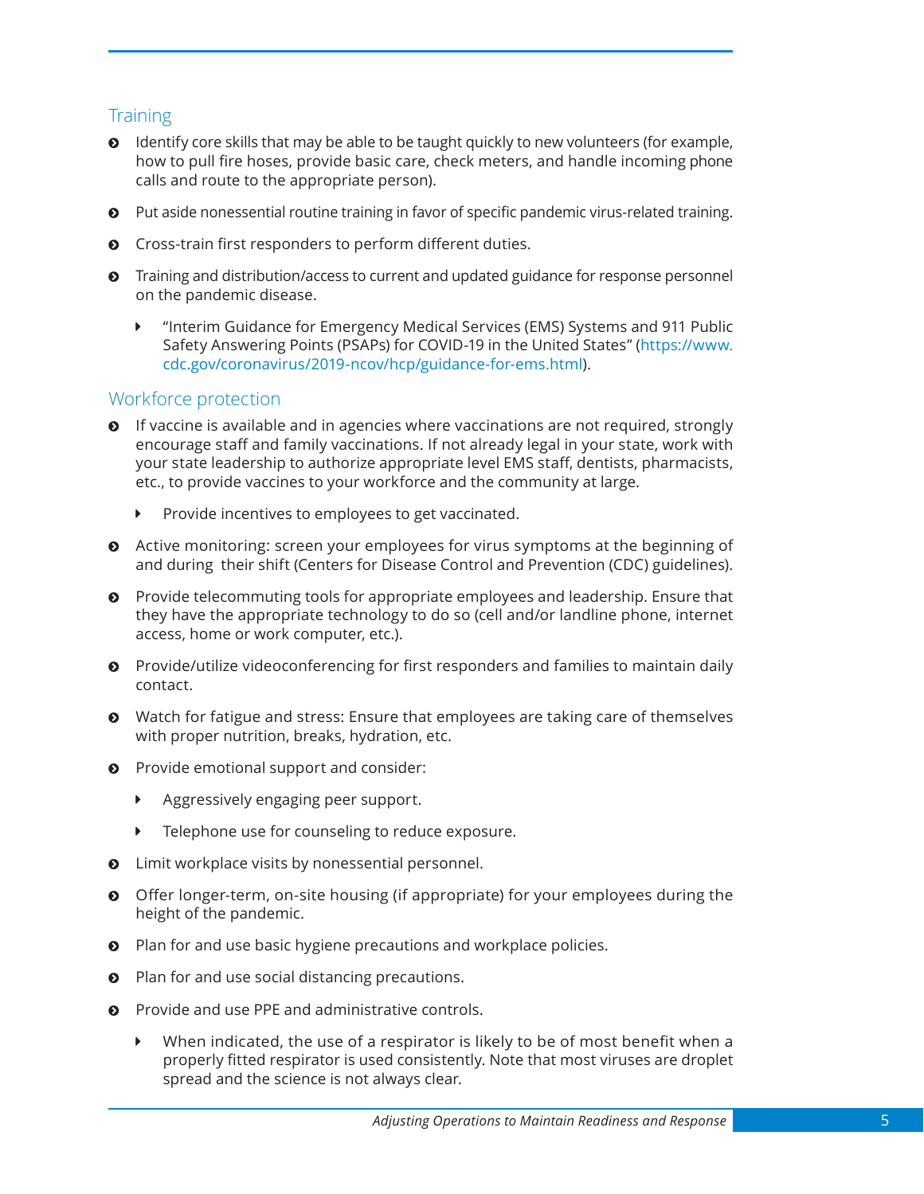## Training

- Identify core skills that may be able to be taught quickly to new volunteers (for example, how to pull fire hoses, provide basic care, check meters, and handle incoming phone calls and route to the appropriate person).
- Put aside nonessential routine training in favor of specific pandemic virus-related training.
- Cross-train first responders to perform different duties.
- Training and distribution/access to current and updated guidance for response personnel on the pandemic disease.
  - "Interim Guidance for Emergency Medical Services (EMS) Systems and 911 Public Safety Answering Points (PSAPs) for COVID-19 in the United States" (https://www.cdc.gov/coronavirus/2019-ncov/hcp/guidance-for-ems.html).

## Workforce protection

- If vaccine is available and in agencies where vaccinations are not required, strongly encourage staff and family vaccinations. If not already legal in your state, work with your state leadership to authorize appropriate level EMS staff, dentists, pharmacists, etc., to provide vaccines to your workforce and the community at large.
  - Provide incentives to employees to get vaccinated.
- Active monitoring: screen your employees for virus symptoms at the beginning of and during their shift (Centers for Disease Control and Prevention (CDC) guidelines).
- Provide telecommuting tools for appropriate employees and leadership. Ensure that they have the appropriate technology to do so (cell and/or landline phone, internet access, home or work computer, etc.).
- Provide/utilize videoconferencing for first responders and families to maintain daily contact.
- Watch for fatigue and stress: Ensure that employees are taking care of themselves with proper nutrition, breaks, hydration, etc.
- Provide emotional support and consider:
  - Aggressively engaging peer support.
  - Telephone use for counseling to reduce exposure.
- Limit workplace visits by nonessential personnel.
- Offer longer-term, on-site housing (if appropriate) for your employees during the height of the pandemic.
- Plan for and use basic hygiene precautions and workplace policies.
- Plan for and use social distancing precautions.
- Provide and use PPE and administrative controls.
  - When indicated, the use of a respirator is likely to be of most benefit when a properly fitted respirator is used consistently. Note that most viruses are droplet spread and the science is not always clear.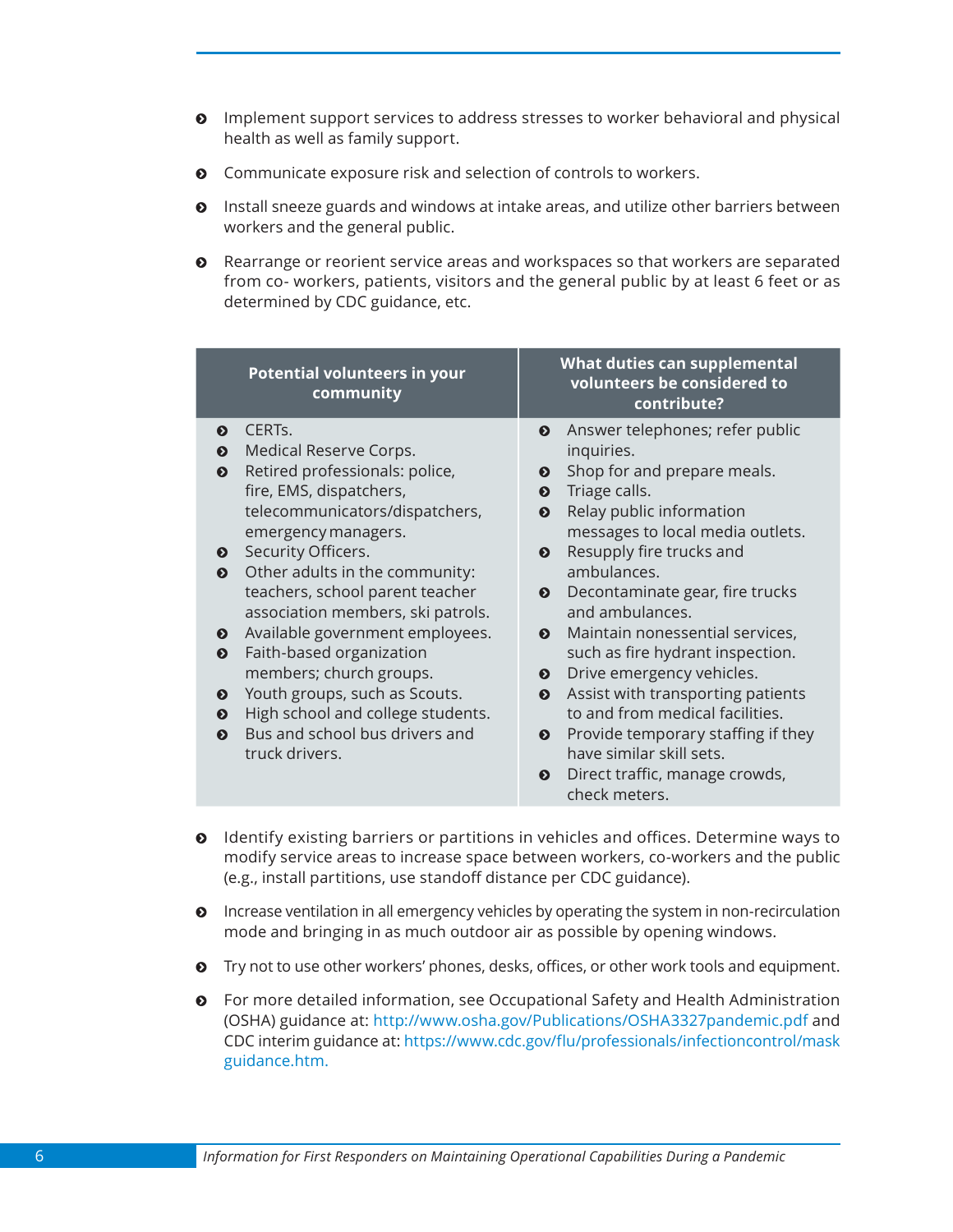- Implement support services to address stresses to worker behavioral and physical health as well as family support.
- Communicate exposure risk and selection of controls to workers.
- Install sneeze guards and windows at intake areas, and utilize other barriers between workers and the general public.
- Rearrange or reorient service areas and workspaces so that workers are separated from co- workers, patients, visitors and the general public by at least 6 feet or as determined by CDC guidance, etc.

| Potential volunteers in your community | What duties can supplemental volunteers be considered to contribute? |
|---|---|
| • CERTs.<br>• Medical Reserve Corps.<br>• Retired professionals: police, fire, EMS, dispatchers, telecommunicators/dispatchers, emergency managers.<br>• Security Officers.<br>• Other adults in the community: teachers, school parent teacher association members, ski patrols.<br>• Available government employees.<br>• Faith-based organization members; church groups.<br>• Youth groups, such as Scouts.<br>• High school and college students.<br>• Bus and school bus drivers and truck drivers. | • Answer telephones; refer public inquiries.<br>• Shop for and prepare meals.<br>• Triage calls.<br>• Relay public information messages to local media outlets.<br>• Resupply fire trucks and ambulances.<br>• Decontaminate gear, fire trucks and ambulances.<br>• Maintain nonessential services, such as fire hydrant inspection.<br>• Drive emergency vehicles.<br>• Assist with transporting patients to and from medical facilities.<br>• Provide temporary staffing if they have similar skill sets.<br>• Direct traffic, manage crowds, check meters. |

- Identify existing barriers or partitions in vehicles and offices. Determine ways to modify service areas to increase space between workers, co-workers and the public (e.g., install partitions, use standoff distance per CDC guidance).
- Increase ventilation in all emergency vehicles by operating the system in non-recirculation mode and bringing in as much outdoor air as possible by opening windows.
- Try not to use other workers' phones, desks, offices, or other work tools and equipment.
- For more detailed information, see Occupational Safety and Health Administration (OSHA) guidance at: http://www.osha.gov/Publications/OSHA3327pandemic.pdf and CDC interim guidance at: https://www.cdc.gov/flu/professionals/infectioncontrol/maskguidance.htm.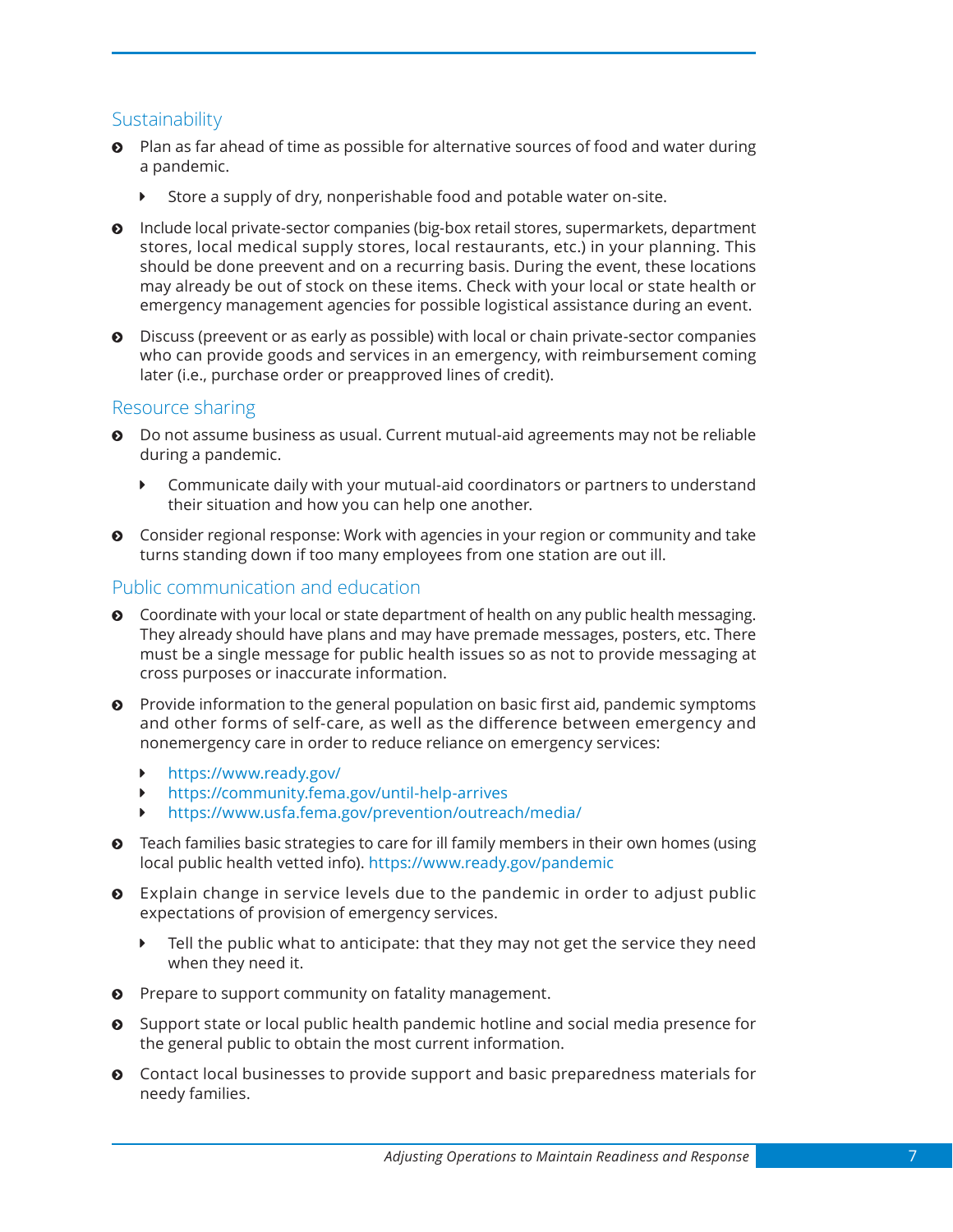## Sustainability

- Plan as far ahead of time as possible for alternative sources of food and water during a pandemic.
  - Store a supply of dry, nonperishable food and potable water on-site.
- Include local private-sector companies (big-box retail stores, supermarkets, department stores, local medical supply stores, local restaurants, etc.) in your planning. This should be done preevent and on a recurring basis. During the event, these locations may already be out of stock on these items. Check with your local or state health or emergency management agencies for possible logistical assistance during an event.
- Discuss (preevent or as early as possible) with local or chain private-sector companies who can provide goods and services in an emergency, with reimbursement coming later (i.e., purchase order or preapproved lines of credit).

## Resource sharing

- Do not assume business as usual. Current mutual-aid agreements may not be reliable during a pandemic.
  - Communicate daily with your mutual-aid coordinators or partners to understand their situation and how you can help one another.
- Consider regional response: Work with agencies in your region or community and take turns standing down if too many employees from one station are out ill.

## Public communication and education

- Coordinate with your local or state department of health on any public health messaging. They already should have plans and may have premade messages, posters, etc. There must be a single message for public health issues so as not to provide messaging at cross purposes or inaccurate information.
- Provide information to the general population on basic first aid, pandemic symptoms and other forms of self-care, as well as the difference between emergency and nonemergency care in order to reduce reliance on emergency services:
  - https://www.ready.gov/
  - https://community.fema.gov/until-help-arrives
  - https://www.usfa.fema.gov/prevention/outreach/media/
- Teach families basic strategies to care for ill family members in their own homes (using local public health vetted info). https://www.ready.gov/pandemic
- Explain change in service levels due to the pandemic in order to adjust public expectations of provision of emergency services.
  - Tell the public what to anticipate: that they may not get the service they need when they need it.
- Prepare to support community on fatality management.
- Support state or local public health pandemic hotline and social media presence for the general public to obtain the most current information.
- Contact local businesses to provide support and basic preparedness materials for needy families.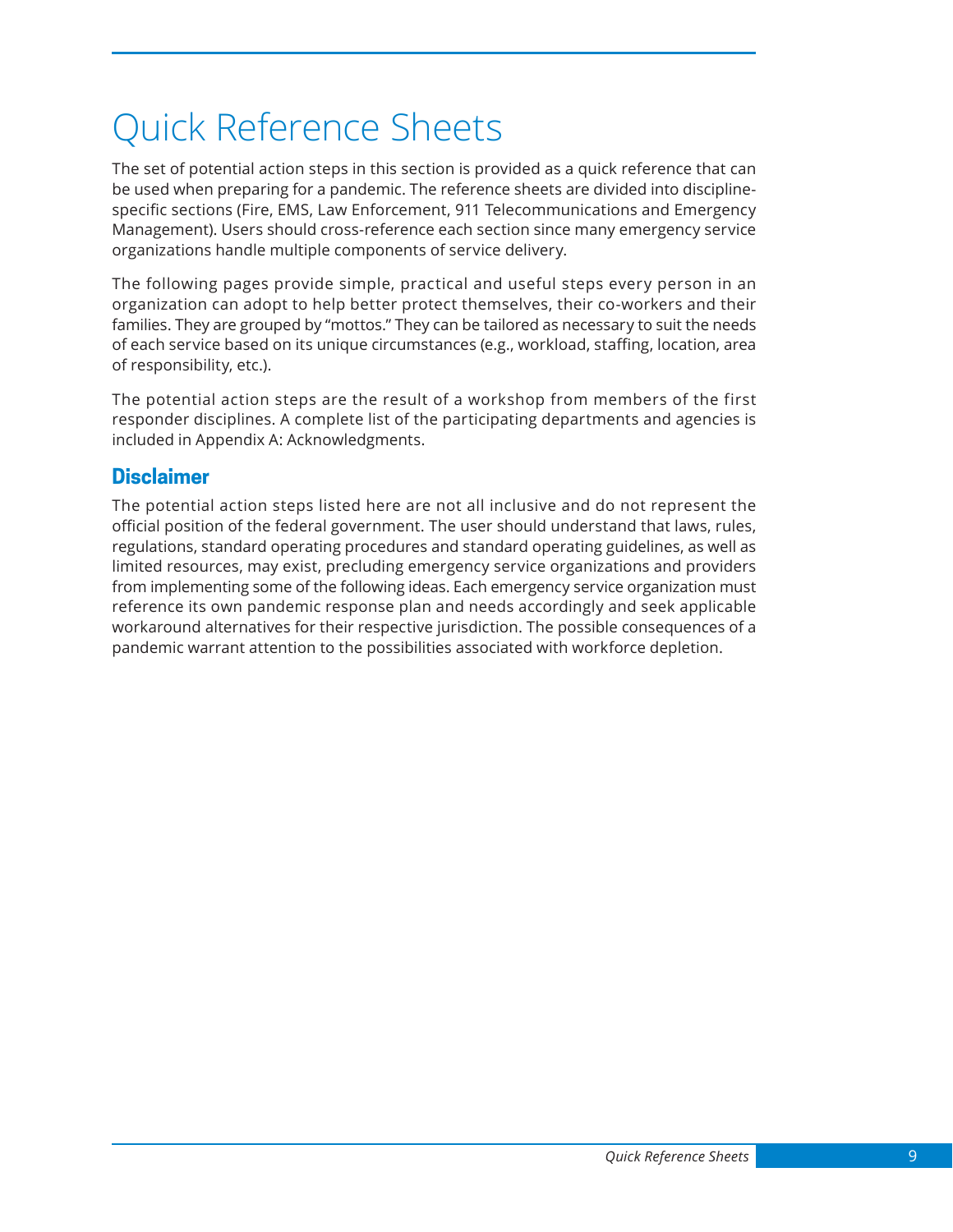# Quick Reference Sheets

The set of potential action steps in this section is provided as a quick reference that can be used when preparing for a pandemic. The reference sheets are divided into discipline-specific sections (Fire, EMS, Law Enforcement, 911 Telecommunications and Emergency Management). Users should cross-reference each section since many emergency service organizations handle multiple components of service delivery.

The following pages provide simple, practical and useful steps every person in an organization can adopt to help better protect themselves, their co-workers and their families. They are grouped by "mottos." They can be tailored as necessary to suit the needs of each service based on its unique circumstances (e.g., workload, staffing, location, area of responsibility, etc.).

The potential action steps are the result of a workshop from members of the first responder disciplines. A complete list of the participating departments and agencies is included in Appendix A: Acknowledgments.

## Disclaimer

The potential action steps listed here are not all inclusive and do not represent the official position of the federal government. The user should understand that laws, rules, regulations, standard operating procedures and standard operating guidelines, as well as limited resources, may exist, precluding emergency service organizations and providers from implementing some of the following ideas. Each emergency service organization must reference its own pandemic response plan and needs accordingly and seek applicable workaround alternatives for their respective jurisdiction. The possible consequences of a pandemic warrant attention to the possibilities associated with workforce depletion.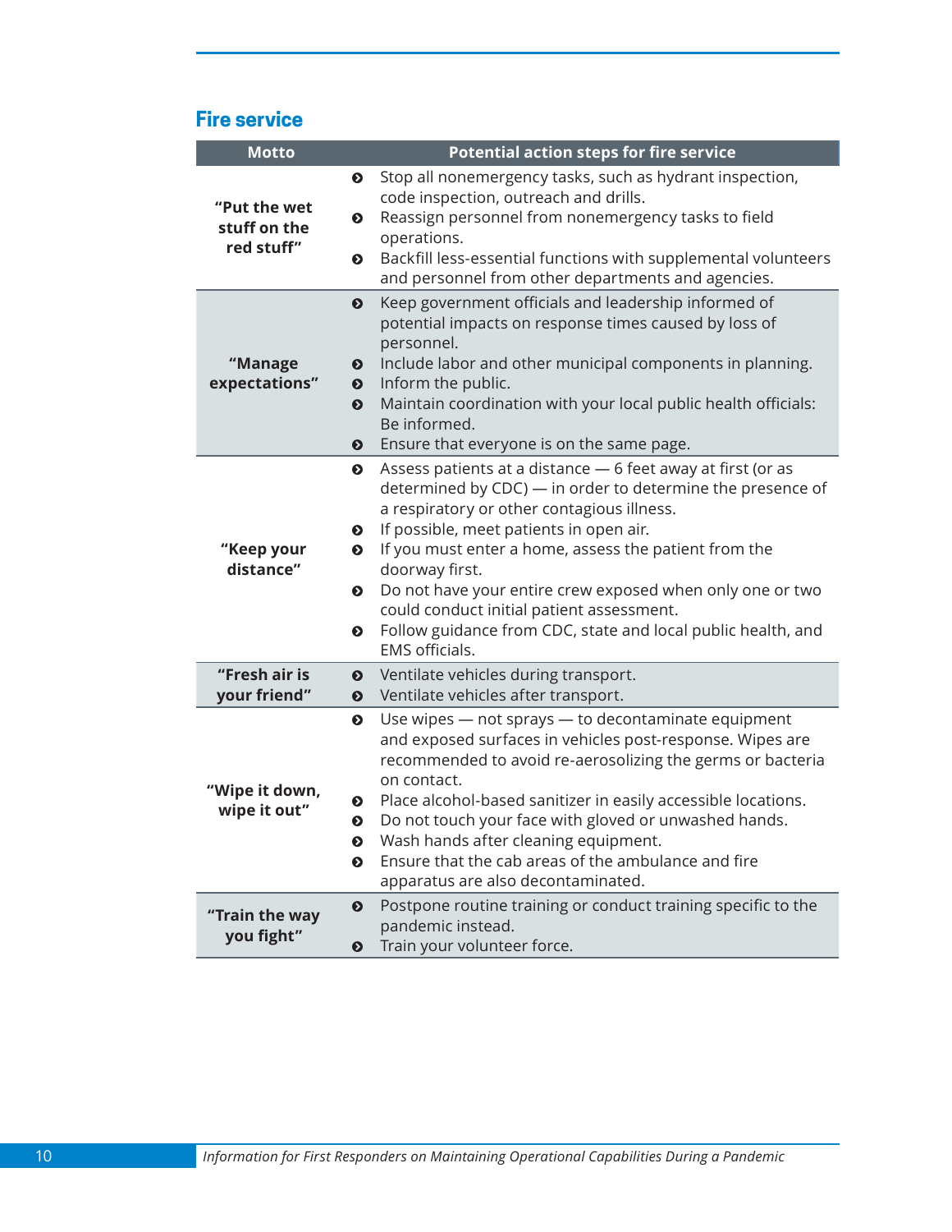## Fire service

| Motto | Potential action steps for fire service |
| --- | --- |
| "Put the wet stuff on the red stuff" | • Stop all nonemergency tasks, such as hydrant inspection, code inspection, outreach and drills.<br>• Reassign personnel from nonemergency tasks to field operations.<br>• Backfill less-essential functions with supplemental volunteers and personnel from other departments and agencies. |
| "Manage expectations" | • Keep government officials and leadership informed of potential impacts on response times caused by loss of personnel.<br>• Include labor and other municipal components in planning.<br>• Inform the public.<br>• Maintain coordination with your local public health officials: Be informed.<br>• Ensure that everyone is on the same page. |
| "Keep your distance" | • Assess patients at a distance — 6 feet away at first (or as determined by CDC) — in order to determine the presence of a respiratory or other contagious illness.<br>• If possible, meet patients in open air.<br>• If you must enter a home, assess the patient from the doorway first.<br>• Do not have your entire crew exposed when only one or two could conduct initial patient assessment.<br>• Follow guidance from CDC, state and local public health, and EMS officials. |
| "Fresh air is your friend" | • Ventilate vehicles during transport.<br>• Ventilate vehicles after transport. |
| "Wipe it down, wipe it out" | • Use wipes — not sprays — to decontaminate equipment and exposed surfaces in vehicles post-response. Wipes are recommended to avoid re-aerosolizing the germs or bacteria on contact.<br>• Place alcohol-based sanitizer in easily accessible locations.<br>• Do not touch your face with gloved or unwashed hands.<br>• Wash hands after cleaning equipment.<br>• Ensure that the cab areas of the ambulance and fire apparatus are also decontaminated. |
| "Train the way you fight" | • Postpone routine training or conduct training specific to the pandemic instead.<br>• Train your volunteer force. |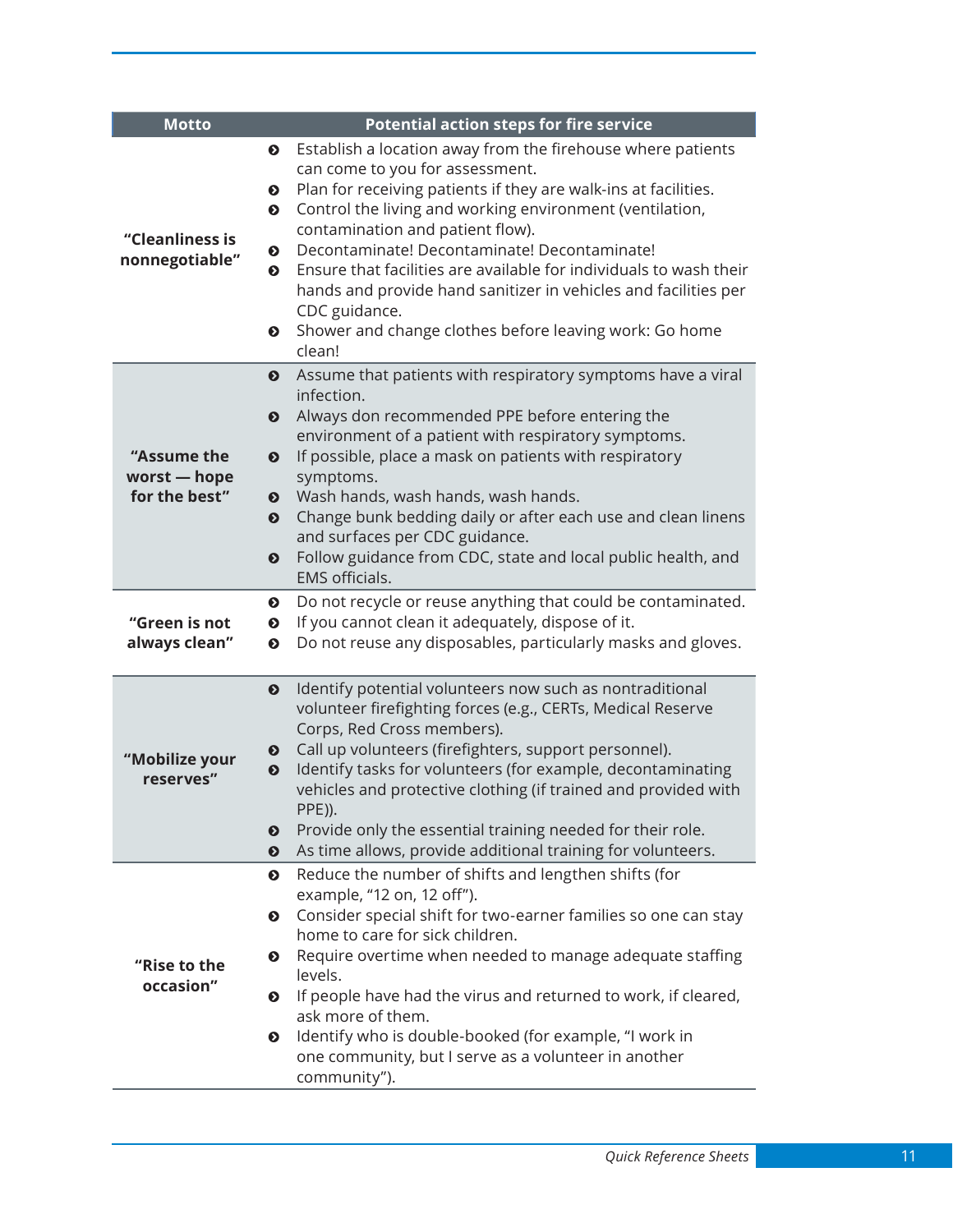| Motto | Potential action steps for fire service |
|---|---|
| **"Cleanliness is nonnegotiable"** | • Establish a location away from the firehouse where patients can come to you for assessment.<br>• Plan for receiving patients if they are walk-ins at facilities.<br>• Control the living and working environment (ventilation, contamination and patient flow).<br>• Decontaminate! Decontaminate! Decontaminate!<br>• Ensure that facilities are available for individuals to wash their hands and provide hand sanitizer in vehicles and facilities per CDC guidance.<br>• Shower and change clothes before leaving work: Go home clean! |
| **"Assume the worst — hope for the best"** | • Assume that patients with respiratory symptoms have a viral infection.<br>• Always don recommended PPE before entering the environment of a patient with respiratory symptoms.<br>• If possible, place a mask on patients with respiratory symptoms.<br>• Wash hands, wash hands, wash hands.<br>• Change bunk bedding daily or after each use and clean linens and surfaces per CDC guidance.<br>• Follow guidance from CDC, state and local public health, and EMS officials. |
| **"Green is not always clean"** | • Do not recycle or reuse anything that could be contaminated.<br>• If you cannot clean it adequately, dispose of it.<br>• Do not reuse any disposables, particularly masks and gloves. |
| **"Mobilize your reserves"** | • Identify potential volunteers now such as nontraditional volunteer firefighting forces (e.g., CERTs, Medical Reserve Corps, Red Cross members).<br>• Call up volunteers (firefighters, support personnel).<br>• Identify tasks for volunteers (for example, decontaminating vehicles and protective clothing (if trained and provided with PPE)).<br>• Provide only the essential training needed for their role.<br>• As time allows, provide additional training for volunteers. |
| **"Rise to the occasion"** | • Reduce the number of shifts and lengthen shifts (for example, "12 on, 12 off").<br>• Consider special shift for two-earner families so one can stay home to care for sick children.<br>• Require overtime when needed to manage adequate staffing levels.<br>• If people have had the virus and returned to work, if cleared, ask more of them.<br>• Identify who is double-booked (for example, "I work in one community, but I serve as a volunteer in another community"). |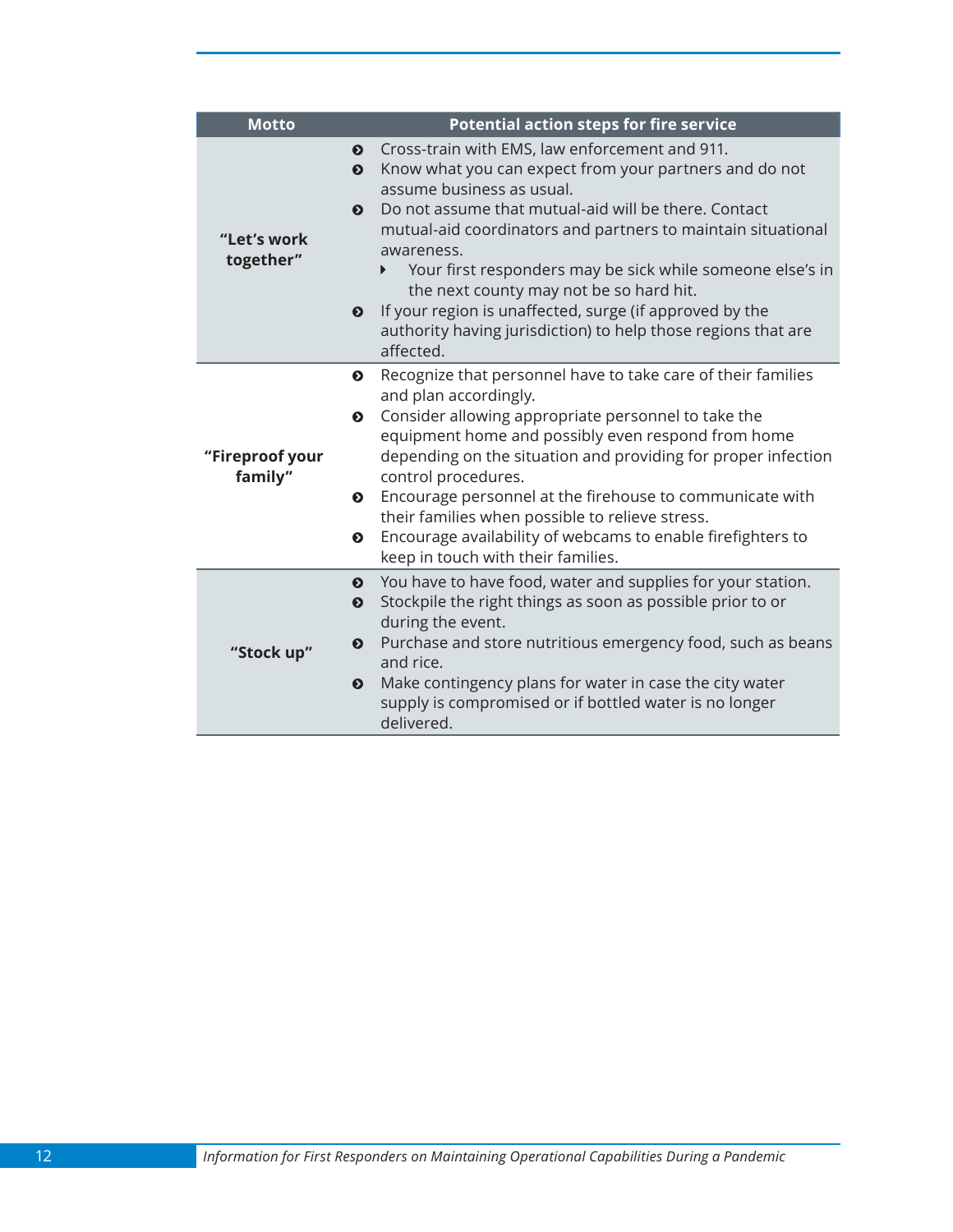| Motto | Potential action steps for fire service |
|---|---|
| **"Let's work together"** | • Cross-train with EMS, law enforcement and 911.<br>• Know what you can expect from your partners and do not assume business as usual.<br>• Do not assume that mutual-aid will be there. Contact mutual-aid coordinators and partners to maintain situational awareness.<br>&nbsp;&nbsp;&nbsp;&nbsp;▸ Your first responders may be sick while someone else's in the next county may not be so hard hit.<br>• If your region is unaffected, surge (if approved by the authority having jurisdiction) to help those regions that are affected. |
| **"Fireproof your family"** | • Recognize that personnel have to take care of their families and plan accordingly.<br>• Consider allowing appropriate personnel to take the equipment home and possibly even respond from home depending on the situation and providing for proper infection control procedures.<br>• Encourage personnel at the firehouse to communicate with their families when possible to relieve stress.<br>• Encourage availability of webcams to enable firefighters to keep in touch with their families. |
| **"Stock up"** | • You have to have food, water and supplies for your station.<br>• Stockpile the right things as soon as possible prior to or during the event.<br>• Purchase and store nutritious emergency food, such as beans and rice.<br>• Make contingency plans for water in case the city water supply is compromised or if bottled water is no longer delivered. |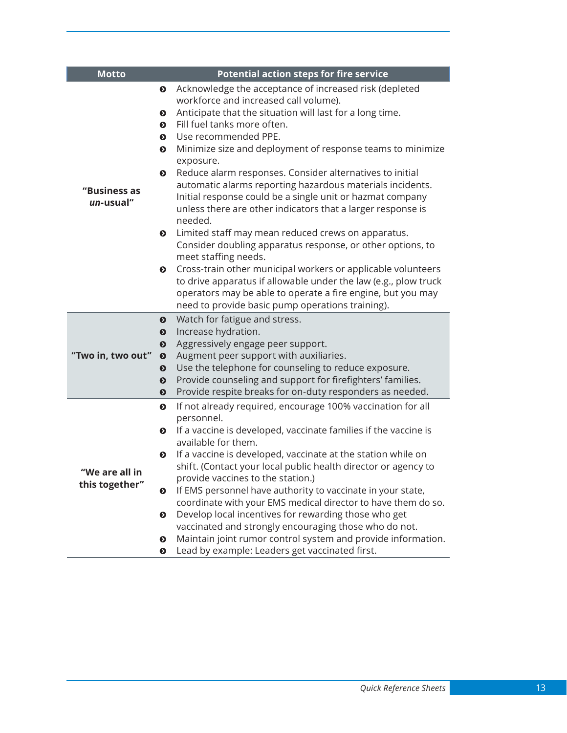| Motto | Potential action steps for fire service |
|---|---|
| **"Business as *un*-usual"** | • Acknowledge the acceptance of increased risk (depleted workforce and increased call volume).<br>• Anticipate that the situation will last for a long time.<br>• Fill fuel tanks more often.<br>• Use recommended PPE.<br>• Minimize size and deployment of response teams to minimize exposure.<br>• Reduce alarm responses. Consider alternatives to initial automatic alarms reporting hazardous materials incidents. Initial response could be a single unit or hazmat company unless there are other indicators that a larger response is needed.<br>• Limited staff may mean reduced crews on apparatus. Consider doubling apparatus response, or other options, to meet staffing needs.<br>• Cross-train other municipal workers or applicable volunteers to drive apparatus if allowable under the law (e.g., plow truck operators may be able to operate a fire engine, but you may need to provide basic pump operations training). |
| **"Two in, two out"** | • Watch for fatigue and stress.<br>• Increase hydration.<br>• Aggressively engage peer support.<br>• Augment peer support with auxiliaries.<br>• Use the telephone for counseling to reduce exposure.<br>• Provide counseling and support for firefighters' families.<br>• Provide respite breaks for on-duty responders as needed. |
| **"We are all in this together"** | • If not already required, encourage 100% vaccination for all personnel.<br>• If a vaccine is developed, vaccinate families if the vaccine is available for them.<br>• If a vaccine is developed, vaccinate at the station while on shift. (Contact your local public health director or agency to provide vaccines to the station.)<br>• If EMS personnel have authority to vaccinate in your state, coordinate with your EMS medical director to have them do so.<br>• Develop local incentives for rewarding those who get vaccinated and strongly encouraging those who do not.<br>• Maintain joint rumor control system and provide information.<br>• Lead by example: Leaders get vaccinated first. |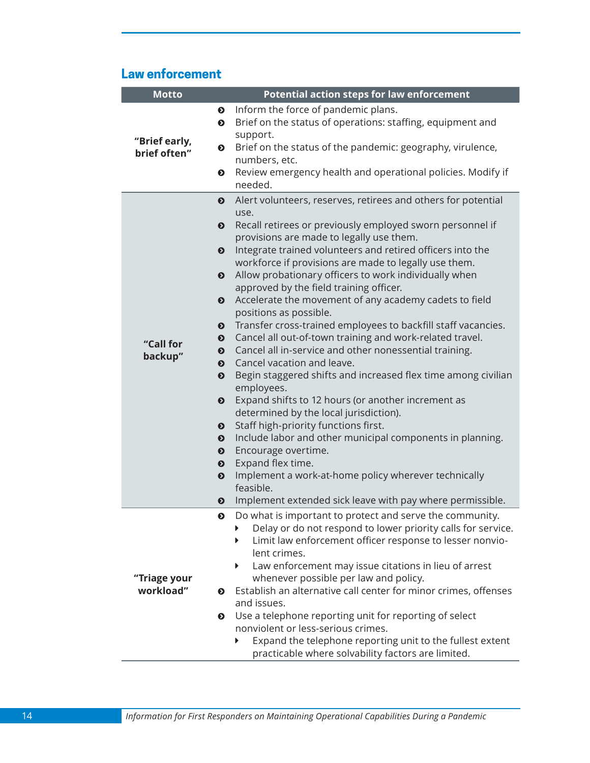## Law enforcement

| Motto | Potential action steps for law enforcement |
| --- | --- |
| **"Brief early, brief often"** | • Inform the force of pandemic plans.<br>• Brief on the status of operations: staffing, equipment and support.<br>• Brief on the status of the pandemic: geography, virulence, numbers, etc.<br>• Review emergency health and operational policies. Modify if needed. |
| **"Call for backup"** | • Alert volunteers, reserves, retirees and others for potential use.<br>• Recall retirees or previously employed sworn personnel if provisions are made to legally use them.<br>• Integrate trained volunteers and retired officers into the workforce if provisions are made to legally use them.<br>• Allow probationary officers to work individually when approved by the field training officer.<br>• Accelerate the movement of any academy cadets to field positions as possible.<br>• Transfer cross-trained employees to backfill staff vacancies.<br>• Cancel all out-of-town training and work-related travel.<br>• Cancel all in-service and other nonessential training.<br>• Cancel vacation and leave.<br>• Begin staggered shifts and increased flex time among civilian employees.<br>• Expand shifts to 12 hours (or another increment as determined by the local jurisdiction).<br>• Staff high-priority functions first.<br>• Include labor and other municipal components in planning.<br>• Encourage overtime.<br>• Expand flex time.<br>• Implement a work-at-home policy wherever technically feasible.<br>• Implement extended sick leave with pay where permissible. |
| **"Triage your workload"** | • Do what is important to protect and serve the community.<br>  ‣ Delay or do not respond to lower priority calls for service.<br>  ‣ Limit law enforcement officer response to lesser nonviolent crimes.<br>  ‣ Law enforcement may issue citations in lieu of arrest whenever possible per law and policy.<br>• Establish an alternative call center for minor crimes, offenses and issues.<br>• Use a telephone reporting unit for reporting of select nonviolent or less-serious crimes.<br>  ‣ Expand the telephone reporting unit to the fullest extent practicable where solvability factors are limited. |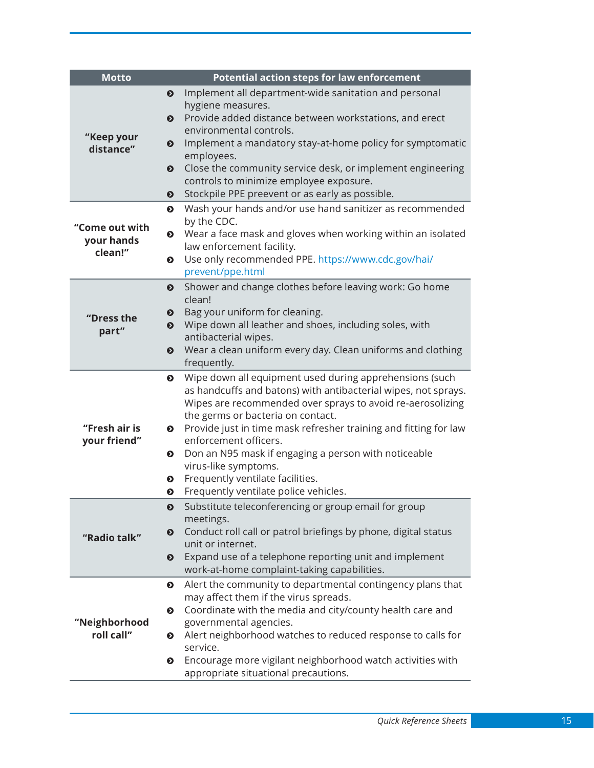| Motto | Potential action steps for law enforcement |
| --- | --- |
| "Keep your distance" | • Implement all department-wide sanitation and personal hygiene measures.<br>• Provide added distance between workstations, and erect environmental controls.<br>• Implement a mandatory stay-at-home policy for symptomatic employees.<br>• Close the community service desk, or implement engineering controls to minimize employee exposure.<br>• Stockpile PPE preevent or as early as possible. |
| "Come out with your hands clean!" | • Wash your hands and/or use hand sanitizer as recommended by the CDC.<br>• Wear a face mask and gloves when working within an isolated law enforcement facility.<br>• Use only recommended PPE. https://www.cdc.gov/hai/prevent/ppe.html |
| "Dress the part" | • Shower and change clothes before leaving work: Go home clean!<br>• Bag your uniform for cleaning.<br>• Wipe down all leather and shoes, including soles, with antibacterial wipes.<br>• Wear a clean uniform every day. Clean uniforms and clothing frequently. |
| "Fresh air is your friend" | • Wipe down all equipment used during apprehensions (such as handcuffs and batons) with antibacterial wipes, not sprays. Wipes are recommended over sprays to avoid re-aerosolizing the germs or bacteria on contact.<br>• Provide just in time mask refresher training and fitting for law enforcement officers.<br>• Don an N95 mask if engaging a person with noticeable virus-like symptoms.<br>• Frequently ventilate facilities.<br>• Frequently ventilate police vehicles. |
| "Radio talk" | • Substitute teleconferencing or group email for group meetings.<br>• Conduct roll call or patrol briefings by phone, digital status unit or internet.<br>• Expand use of a telephone reporting unit and implement work-at-home complaint-taking capabilities. |
| "Neighborhood roll call" | • Alert the community to departmental contingency plans that may affect them if the virus spreads.<br>• Coordinate with the media and city/county health care and governmental agencies.<br>• Alert neighborhood watches to reduced response to calls for service.<br>• Encourage more vigilant neighborhood watch activities with appropriate situational precautions. |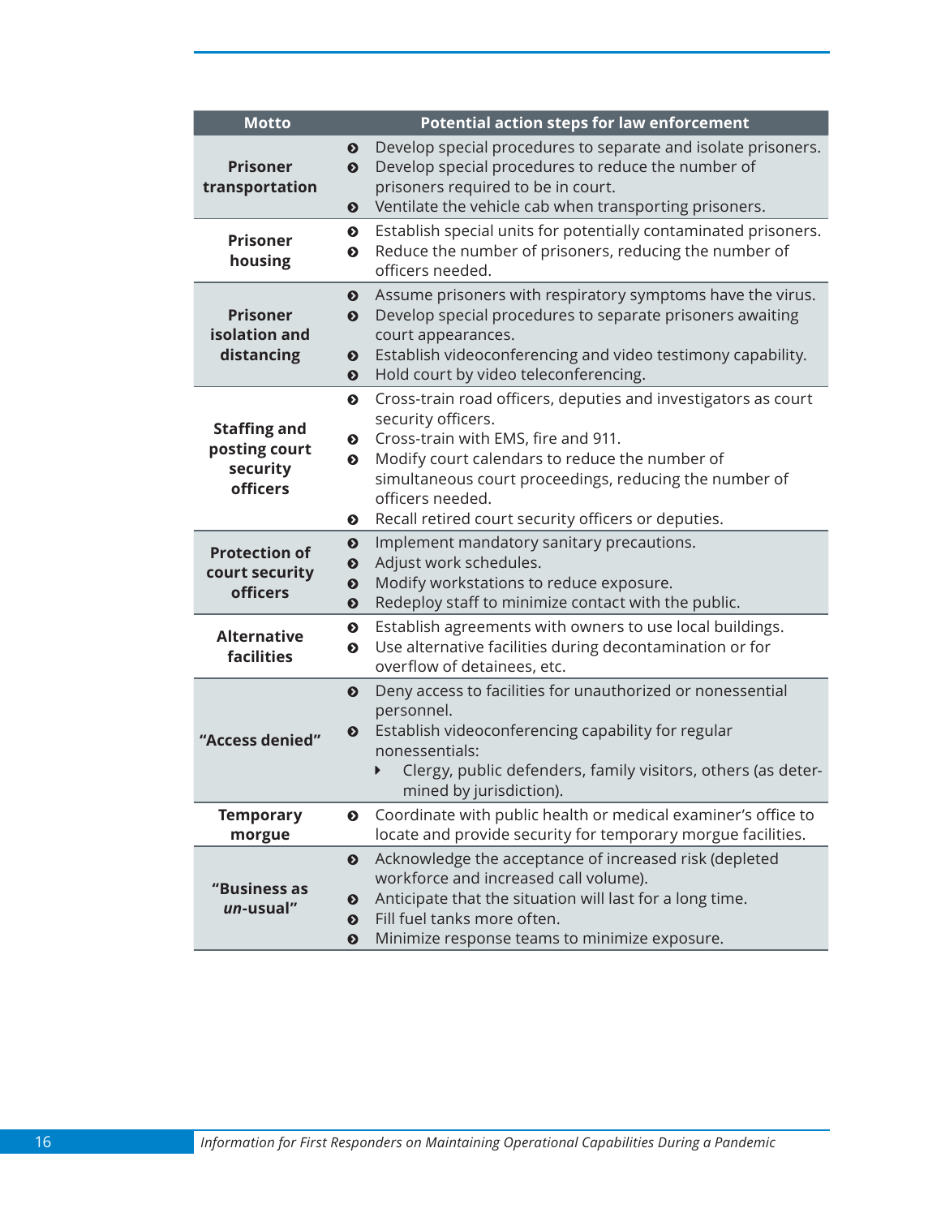| Motto | Potential action steps for law enforcement |
|---|---|
| **Prisoner transportation** | • Develop special procedures to separate and isolate prisoners.<br>• Develop special procedures to reduce the number of prisoners required to be in court.<br>• Ventilate the vehicle cab when transporting prisoners. |
| **Prisoner housing** | • Establish special units for potentially contaminated prisoners.<br>• Reduce the number of prisoners, reducing the number of officers needed. |
| **Prisoner isolation and distancing** | • Assume prisoners with respiratory symptoms have the virus.<br>• Develop special procedures to separate prisoners awaiting court appearances.<br>• Establish videoconferencing and video testimony capability.<br>• Hold court by video teleconferencing. |
| **Staffing and posting court security officers** | • Cross-train road officers, deputies and investigators as court security officers.<br>• Cross-train with EMS, fire and 911.<br>• Modify court calendars to reduce the number of simultaneous court proceedings, reducing the number of officers needed.<br>• Recall retired court security officers or deputies. |
| **Protection of court security officers** | • Implement mandatory sanitary precautions.<br>• Adjust work schedules.<br>• Modify workstations to reduce exposure.<br>• Redeploy staff to minimize contact with the public. |
| **Alternative facilities** | • Establish agreements with owners to use local buildings.<br>• Use alternative facilities during decontamination or for overflow of detainees, etc. |
| **"Access denied"** | • Deny access to facilities for unauthorized or nonessential personnel.<br>• Establish videoconferencing capability for regular nonessentials:<br>&nbsp;&nbsp;&nbsp;&nbsp;▸ Clergy, public defenders, family visitors, others (as determined by jurisdiction). |
| **Temporary morgue** | • Coordinate with public health or medical examiner's office to locate and provide security for temporary morgue facilities. |
| **"Business as *un*-usual"** | • Acknowledge the acceptance of increased risk (depleted workforce and increased call volume).<br>• Anticipate that the situation will last for a long time.<br>• Fill fuel tanks more often.<br>• Minimize response teams to minimize exposure. |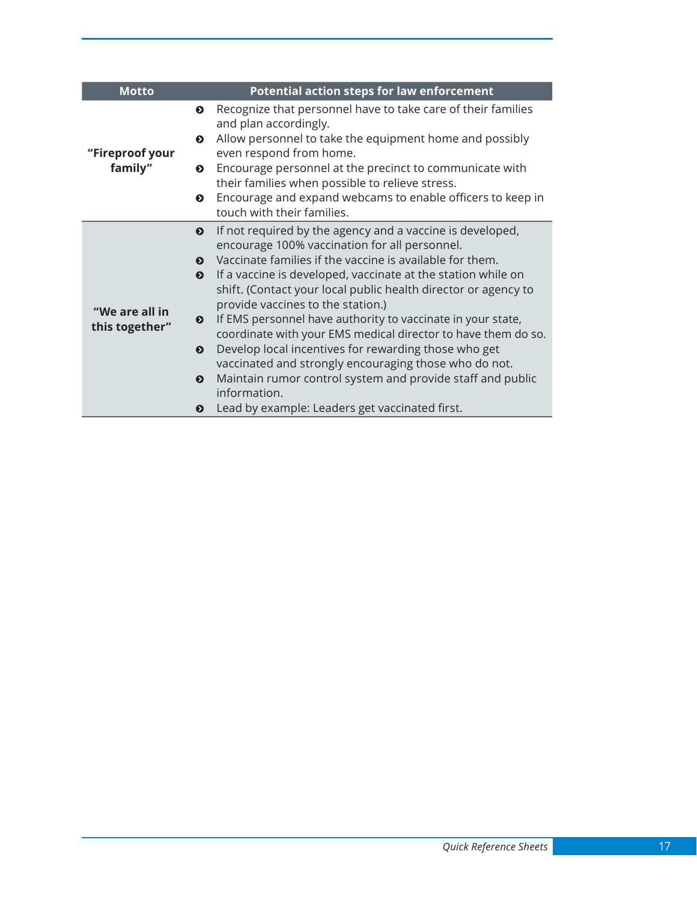| Motto | Potential action steps for law enforcement |
| --- | --- |
| **“Fireproof your family”** | • Recognize that personnel have to take care of their families and plan accordingly.<br>• Allow personnel to take the equipment home and possibly even respond from home.<br>• Encourage personnel at the precinct to communicate with their families when possible to relieve stress.<br>• Encourage and expand webcams to enable officers to keep in touch with their families. |
| **“We are all in this together”** | • If not required by the agency and a vaccine is developed, encourage 100% vaccination for all personnel.<br>• Vaccinate families if the vaccine is available for them.<br>• If a vaccine is developed, vaccinate at the station while on shift. (Contact your local public health director or agency to provide vaccines to the station.)<br>• If EMS personnel have authority to vaccinate in your state, coordinate with your EMS medical director to have them do so.<br>• Develop local incentives for rewarding those who get vaccinated and strongly encouraging those who do not.<br>• Maintain rumor control system and provide staff and public information.<br>• Lead by example: Leaders get vaccinated first. |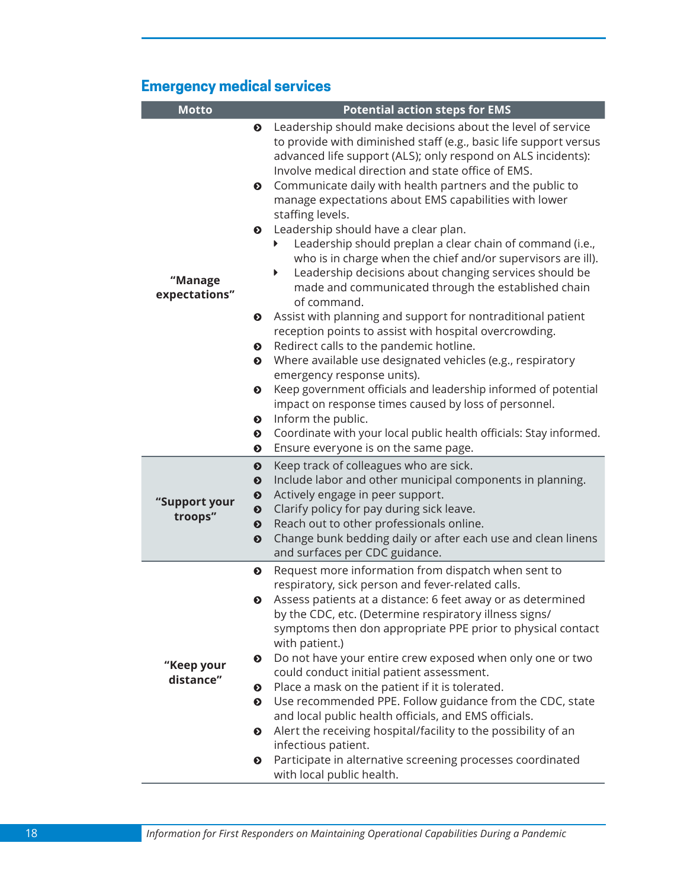## Emergency medical services

| Motto | Potential action steps for EMS |
|---|---|
| **"Manage expectations"** | • Leadership should make decisions about the level of service to provide with diminished staff (e.g., basic life support versus advanced life support (ALS); only respond on ALS incidents): Involve medical direction and state office of EMS.<br>• Communicate daily with health partners and the public to manage expectations about EMS capabilities with lower staffing levels.<br>• Leadership should have a clear plan.<br>  ‣ Leadership should preplan a clear chain of command (i.e., who is in charge when the chief and/or supervisors are ill).<br>  ‣ Leadership decisions about changing services should be made and communicated through the established chain of command.<br>• Assist with planning and support for nontraditional patient reception points to assist with hospital overcrowding.<br>• Redirect calls to the pandemic hotline.<br>• Where available use designated vehicles (e.g., respiratory emergency response units).<br>• Keep government officials and leadership informed of potential impact on response times caused by loss of personnel.<br>• Inform the public.<br>• Coordinate with your local public health officials: Stay informed.<br>• Ensure everyone is on the same page. |
| **"Support your troops"** | • Keep track of colleagues who are sick.<br>• Include labor and other municipal components in planning.<br>• Actively engage in peer support.<br>• Clarify policy for pay during sick leave.<br>• Reach out to other professionals online.<br>• Change bunk bedding daily or after each use and clean linens and surfaces per CDC guidance. |
| **"Keep your distance"** | • Request more information from dispatch when sent to respiratory, sick person and fever-related calls.<br>• Assess patients at a distance: 6 feet away or as determined by the CDC, etc. (Determine respiratory illness signs/symptoms then don appropriate PPE prior to physical contact with patient.)<br>• Do not have your entire crew exposed when only one or two could conduct initial patient assessment.<br>• Place a mask on the patient if it is tolerated.<br>• Use recommended PPE. Follow guidance from the CDC, state and local public health officials, and EMS officials.<br>• Alert the receiving hospital/facility to the possibility of an infectious patient.<br>• Participate in alternative screening processes coordinated with local public health. |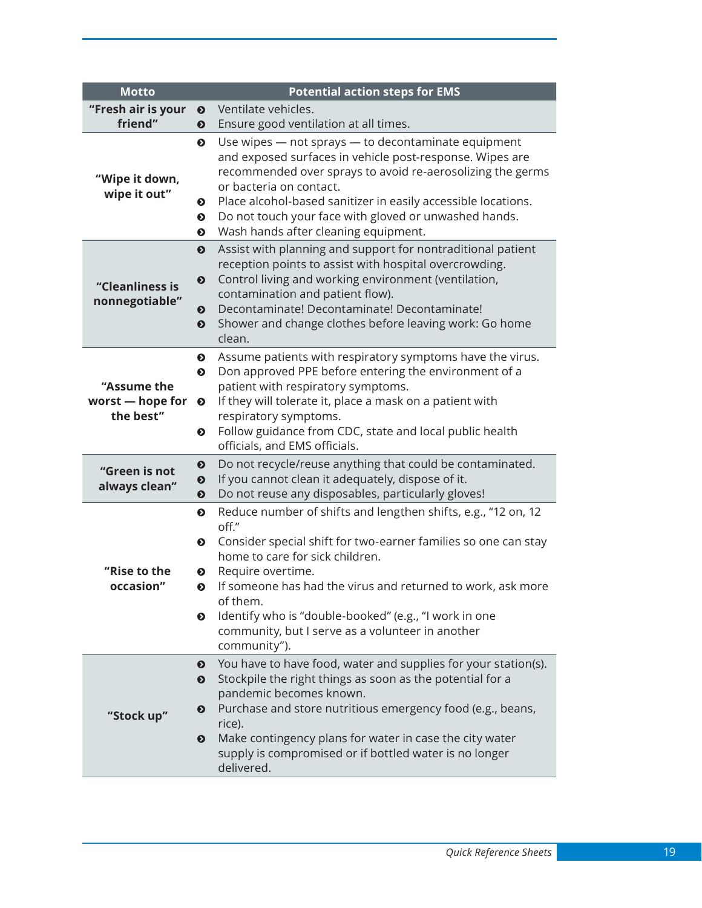| Motto | Potential action steps for EMS |
|---|---|
| **"Fresh air is your friend"** | • Ventilate vehicles.<br>• Ensure good ventilation at all times. |
| **"Wipe it down, wipe it out"** | • Use wipes — not sprays — to decontaminate equipment and exposed surfaces in vehicle post-response. Wipes are recommended over sprays to avoid re-aerosolizing the germs or bacteria on contact.<br>• Place alcohol-based sanitizer in easily accessible locations.<br>• Do not touch your face with gloved or unwashed hands.<br>• Wash hands after cleaning equipment. |
| **"Cleanliness is nonnegotiable"** | • Assist with planning and support for nontraditional patient reception points to assist with hospital overcrowding.<br>• Control living and working environment (ventilation, contamination and patient flow).<br>• Decontaminate! Decontaminate! Decontaminate!<br>• Shower and change clothes before leaving work: Go home clean. |
| **"Assume the worst — hope for the best"** | • Assume patients with respiratory symptoms have the virus.<br>• Don approved PPE before entering the environment of a patient with respiratory symptoms.<br>• If they will tolerate it, place a mask on a patient with respiratory symptoms.<br>• Follow guidance from CDC, state and local public health officials, and EMS officials. |
| **"Green is not always clean"** | • Do not recycle/reuse anything that could be contaminated.<br>• If you cannot clean it adequately, dispose of it.<br>• Do not reuse any disposables, particularly gloves! |
| **"Rise to the occasion"** | • Reduce number of shifts and lengthen shifts, e.g., "12 on, 12 off."<br>• Consider special shift for two-earner families so one can stay home to care for sick children.<br>• Require overtime.<br>• If someone has had the virus and returned to work, ask more of them.<br>• Identify who is "double-booked" (e.g., "I work in one community, but I serve as a volunteer in another community"). |
| **"Stock up"** | • You have to have food, water and supplies for your station(s).<br>• Stockpile the right things as soon as the potential for a pandemic becomes known.<br>• Purchase and store nutritious emergency food (e.g., beans, rice).<br>• Make contingency plans for water in case the city water supply is compromised or if bottled water is no longer delivered. |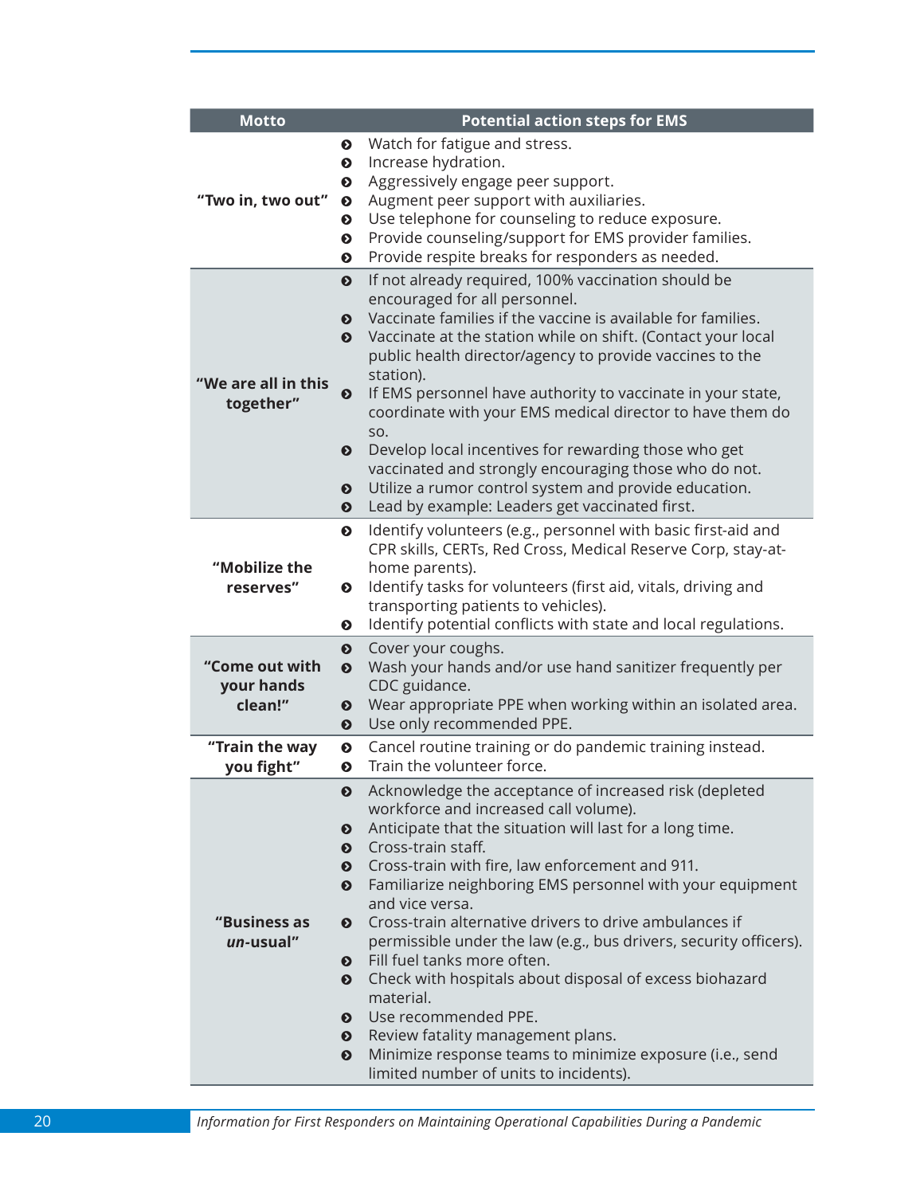| Motto | Potential action steps for EMS |
|---|---|
| **"Two in, two out"** | • Watch for fatigue and stress.<br>• Increase hydration.<br>• Aggressively engage peer support.<br>• Augment peer support with auxiliaries.<br>• Use telephone for counseling to reduce exposure.<br>• Provide counseling/support for EMS provider families.<br>• Provide respite breaks for responders as needed. |
| **"We are all in this together"** | • If not already required, 100% vaccination should be encouraged for all personnel.<br>• Vaccinate families if the vaccine is available for families.<br>• Vaccinate at the station while on shift. (Contact your local public health director/agency to provide vaccines to the station).<br>• If EMS personnel have authority to vaccinate in your state, coordinate with your EMS medical director to have them do so.<br>• Develop local incentives for rewarding those who get vaccinated and strongly encouraging those who do not.<br>• Utilize a rumor control system and provide education.<br>• Lead by example: Leaders get vaccinated first. |
| **"Mobilize the reserves"** | • Identify volunteers (e.g., personnel with basic first-aid and CPR skills, CERTs, Red Cross, Medical Reserve Corp, stay-at-home parents).<br>• Identify tasks for volunteers (first aid, vitals, driving and transporting patients to vehicles).<br>• Identify potential conflicts with state and local regulations. |
| **"Come out with your hands clean!"** | • Cover your coughs.<br>• Wash your hands and/or use hand sanitizer frequently per CDC guidance.<br>• Wear appropriate PPE when working within an isolated area.<br>• Use only recommended PPE. |
| **"Train the way you fight"** | • Cancel routine training or do pandemic training instead.<br>• Train the volunteer force. |
| **"Business as *un*-usual"** | • Acknowledge the acceptance of increased risk (depleted workforce and increased call volume).<br>• Anticipate that the situation will last for a long time.<br>• Cross-train staff.<br>• Cross-train with fire, law enforcement and 911.<br>• Familiarize neighboring EMS personnel with your equipment and vice versa.<br>• Cross-train alternative drivers to drive ambulances if permissible under the law (e.g., bus drivers, security officers).<br>• Fill fuel tanks more often.<br>• Check with hospitals about disposal of excess biohazard material.<br>• Use recommended PPE.<br>• Review fatality management plans.<br>• Minimize response teams to minimize exposure (i.e., send limited number of units to incidents). |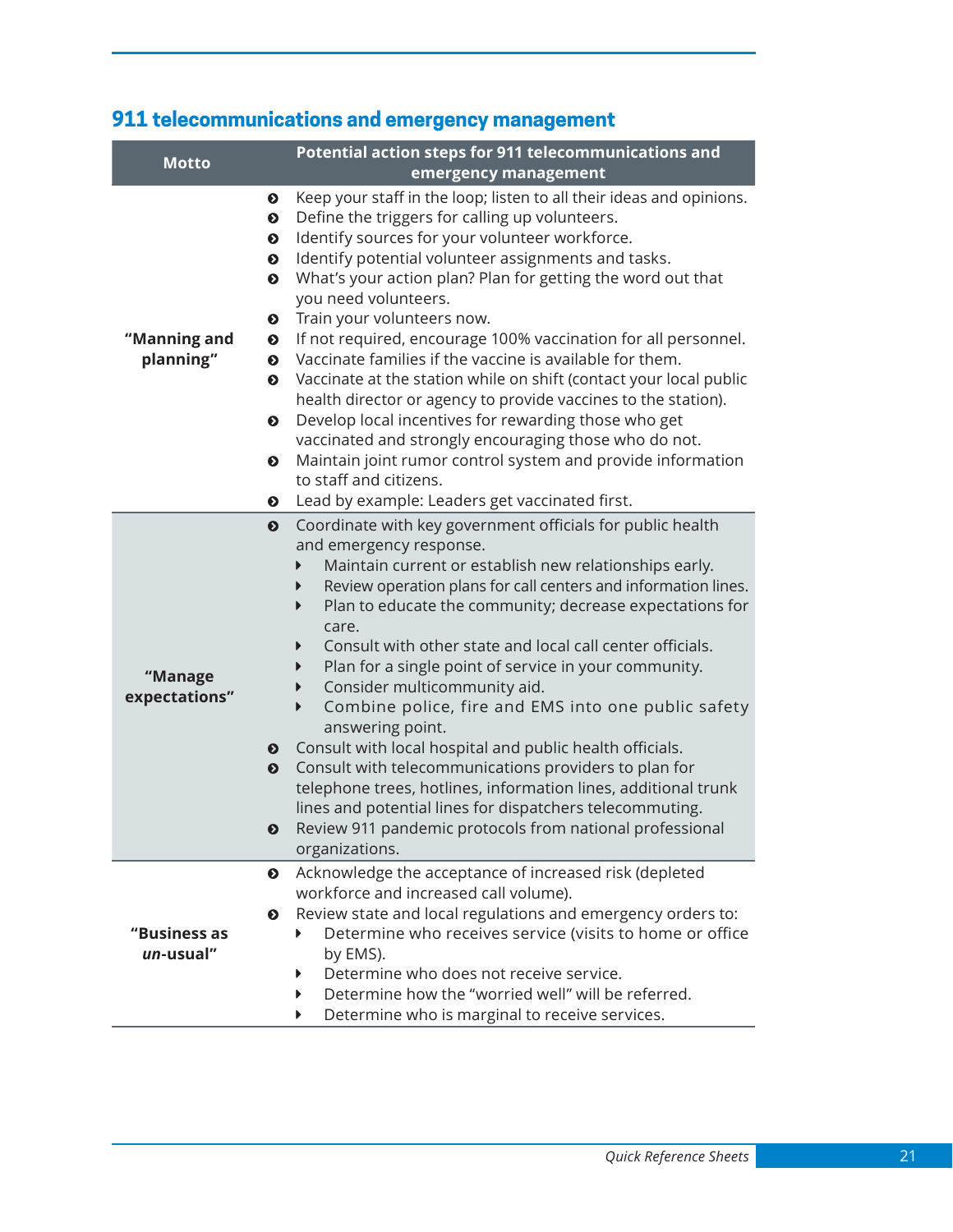## 911 telecommunications and emergency management

| Motto | Potential action steps for 911 telecommunications and emergency management |
|---|---|
| **"Manning and planning"** | • Keep your staff in the loop; listen to all their ideas and opinions.<br>• Define the triggers for calling up volunteers.<br>• Identify sources for your volunteer workforce.<br>• Identify potential volunteer assignments and tasks.<br>• What's your action plan? Plan for getting the word out that you need volunteers.<br>• Train your volunteers now.<br>• If not required, encourage 100% vaccination for all personnel.<br>• Vaccinate families if the vaccine is available for them.<br>• Vaccinate at the station while on shift (contact your local public health director or agency to provide vaccines to the station).<br>• Develop local incentives for rewarding those who get vaccinated and strongly encouraging those who do not.<br>• Maintain joint rumor control system and provide information to staff and citizens.<br>• Lead by example: Leaders get vaccinated first. |
| **"Manage expectations"** | • Coordinate with key government officials for public health and emergency response.<br>&nbsp;&nbsp;▸ Maintain current or establish new relationships early.<br>&nbsp;&nbsp;▸ Review operation plans for call centers and information lines.<br>&nbsp;&nbsp;▸ Plan to educate the community; decrease expectations for care.<br>&nbsp;&nbsp;▸ Consult with other state and local call center officials.<br>&nbsp;&nbsp;▸ Plan for a single point of service in your community.<br>&nbsp;&nbsp;▸ Consider multicommunity aid.<br>&nbsp;&nbsp;▸ Combine police, fire and EMS into one public safety answering point.<br>• Consult with local hospital and public health officials.<br>• Consult with telecommunications providers to plan for telephone trees, hotlines, information lines, additional trunk lines and potential lines for dispatchers telecommuting.<br>• Review 911 pandemic protocols from national professional organizations. |
| **"Business as *un*-usual"** | • Acknowledge the acceptance of increased risk (depleted workforce and increased call volume).<br>• Review state and local regulations and emergency orders to:<br>&nbsp;&nbsp;▸ Determine who receives service (visits to home or office by EMS).<br>&nbsp;&nbsp;▸ Determine who does not receive service.<br>&nbsp;&nbsp;▸ Determine how the "worried well" will be referred.<br>&nbsp;&nbsp;▸ Determine who is marginal to receive services. |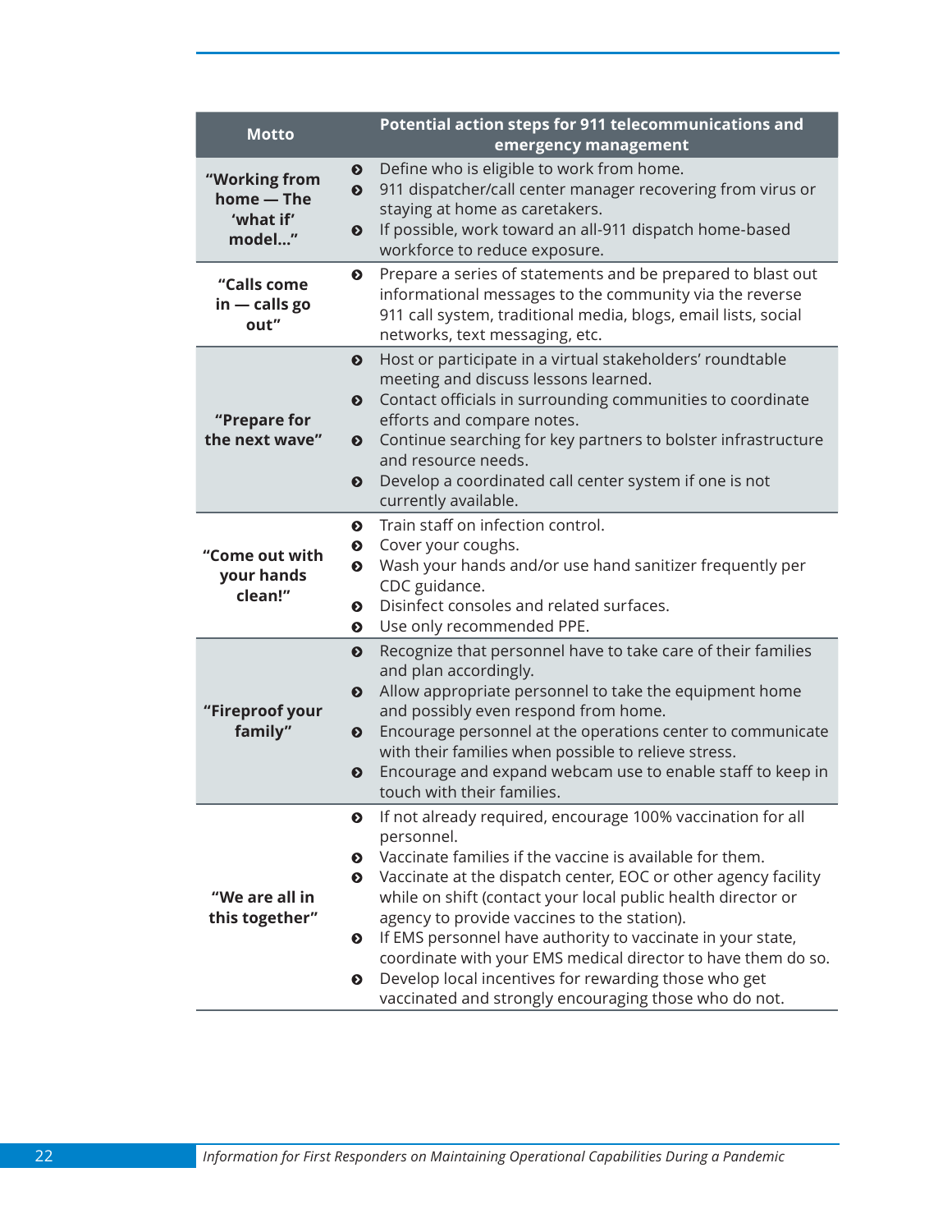| Motto | Potential action steps for 911 telecommunications and emergency management |
|---|---|
| **"Working from home — The 'what if' model..."** | • Define who is eligible to work from home.<br>• 911 dispatcher/call center manager recovering from virus or staying at home as caretakers.<br>• If possible, work toward an all-911 dispatch home-based workforce to reduce exposure. |
| **"Calls come in — calls go out"** | • Prepare a series of statements and be prepared to blast out informational messages to the community via the reverse 911 call system, traditional media, blogs, email lists, social networks, text messaging, etc. |
| **"Prepare for the next wave"** | • Host or participate in a virtual stakeholders' roundtable meeting and discuss lessons learned.<br>• Contact officials in surrounding communities to coordinate efforts and compare notes.<br>• Continue searching for key partners to bolster infrastructure and resource needs.<br>• Develop a coordinated call center system if one is not currently available. |
| **"Come out with your hands clean!"** | • Train staff on infection control.<br>• Cover your coughs.<br>• Wash your hands and/or use hand sanitizer frequently per CDC guidance.<br>• Disinfect consoles and related surfaces.<br>• Use only recommended PPE. |
| **"Fireproof your family"** | • Recognize that personnel have to take care of their families and plan accordingly.<br>• Allow appropriate personnel to take the equipment home and possibly even respond from home.<br>• Encourage personnel at the operations center to communicate with their families when possible to relieve stress.<br>• Encourage and expand webcam use to enable staff to keep in touch with their families. |
| **"We are all in this together"** | • If not already required, encourage 100% vaccination for all personnel.<br>• Vaccinate families if the vaccine is available for them.<br>• Vaccinate at the dispatch center, EOC or other agency facility while on shift (contact your local public health director or agency to provide vaccines to the station).<br>• If EMS personnel have authority to vaccinate in your state, coordinate with your EMS medical director to have them do so.<br>• Develop local incentives for rewarding those who get vaccinated and strongly encouraging those who do not. |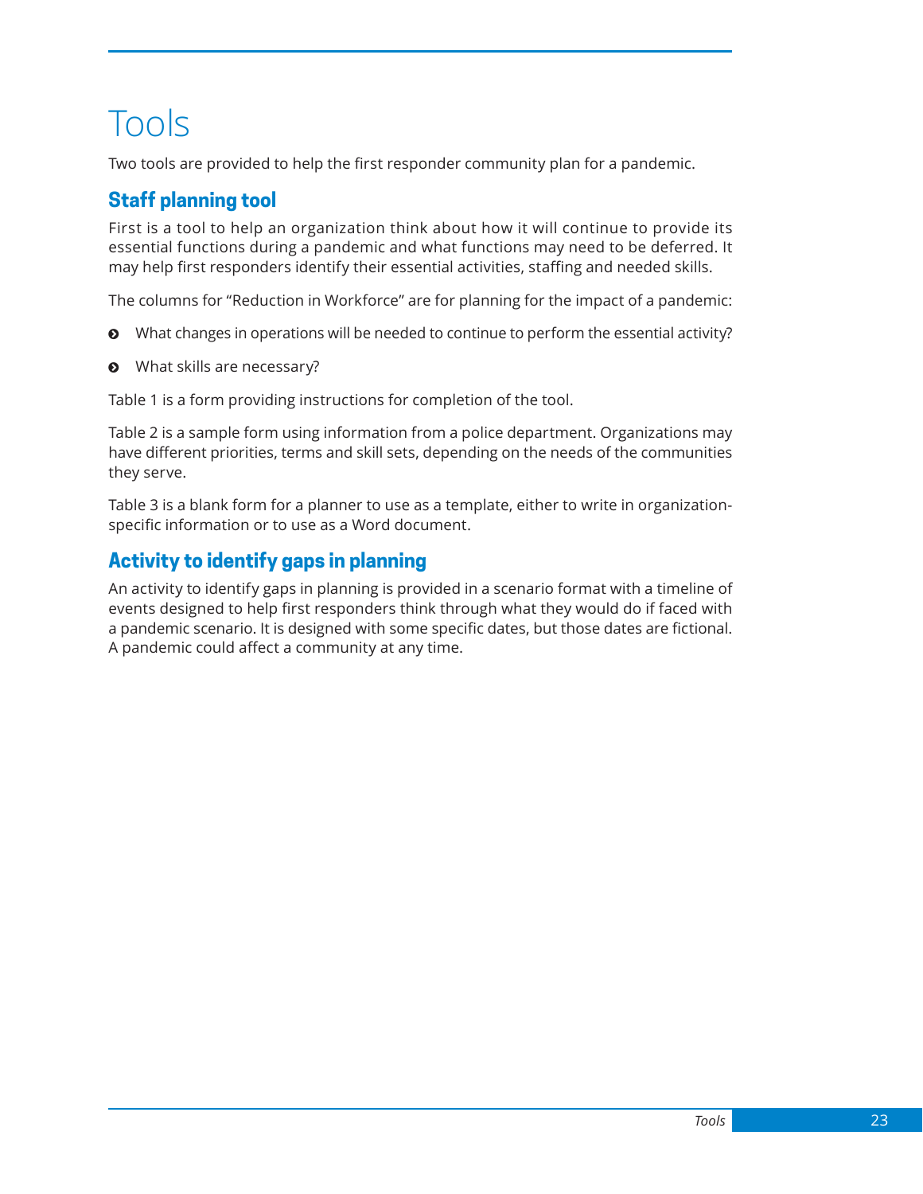# Tools

Two tools are provided to help the first responder community plan for a pandemic.

## Staff planning tool

First is a tool to help an organization think about how it will continue to provide its essential functions during a pandemic and what functions may need to be deferred. It may help first responders identify their essential activities, staffing and needed skills.

The columns for "Reduction in Workforce" are for planning for the impact of a pandemic:

- What changes in operations will be needed to continue to perform the essential activity?
- What skills are necessary?

Table 1 is a form providing instructions for completion of the tool.

Table 2 is a sample form using information from a police department. Organizations may have different priorities, terms and skill sets, depending on the needs of the communities they serve.

Table 3 is a blank form for a planner to use as a template, either to write in organization-specific information or to use as a Word document.

## Activity to identify gaps in planning

An activity to identify gaps in planning is provided in a scenario format with a timeline of events designed to help first responders think through what they would do if faced with a pandemic scenario. It is designed with some specific dates, but those dates are fictional. A pandemic could affect a community at any time.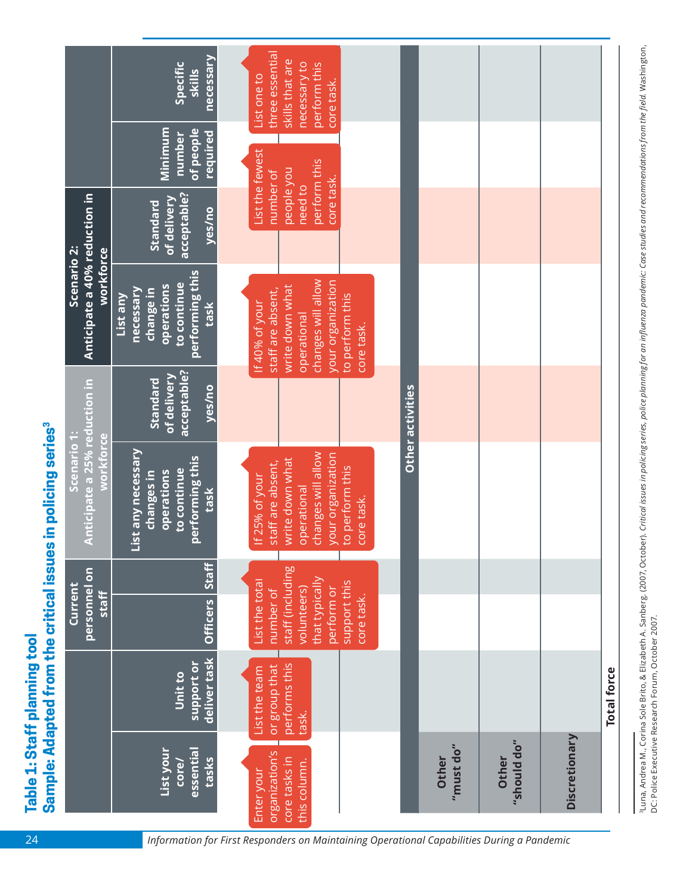## Table 1: Staff planning tool

### Sample: Adapted from the critical issues in policing series[3]

| List your core/ essential tasks | Unit to support or deliver task | Current personnel on staff | | Scenario 1: Anticipate a 25% reduction in workforce | | Scenario 2: Anticipate a 40% reduction in workforce | | | |
|---|---|---|---|---|---|---|---|---|---|
| | | Officers | Staff | List any necessary changes in operations to continue performing this task | Standard of delivery acceptable? yes/no | List any necessary change in operations to continue performing this task | Standard of delivery acceptable? yes/no | Minimum number of people required | Specific skills necessary |
| Enter your organization's core tasks in this column. | List the team or group that performs this task. | List the total number of staff (including volunteers) that typically perform or support this core task. | | If 25% of your staff are absent, write down what operational changes will allow your organization to perform this core task. | | If 40% of your staff are absent, write down what operational changes will allow your organization to perform this core task. | | List the fewest number of people you need to perform this core task. | List one to three essential skills that are necessary to perform this core task. |
| | | | | | | | | | |
| **Other activities** | | | | | | | | | |
| Other "must do" | | | | | | | | | |
| Other "should do" | | | | | | | | | |
| Discretionary | | | | | | | | | |
| **Total force** | | | | | | | | | |

[3]Luna, Andrea M., Corina Sole Brito, & Elizabeth A. Sanberg. (2007, October). *Critical issues in policing series, police planning for an influenza pandemic: Case studies and recommendations from the field.* Washington, DC: Police Executive Research Forum, October 2007.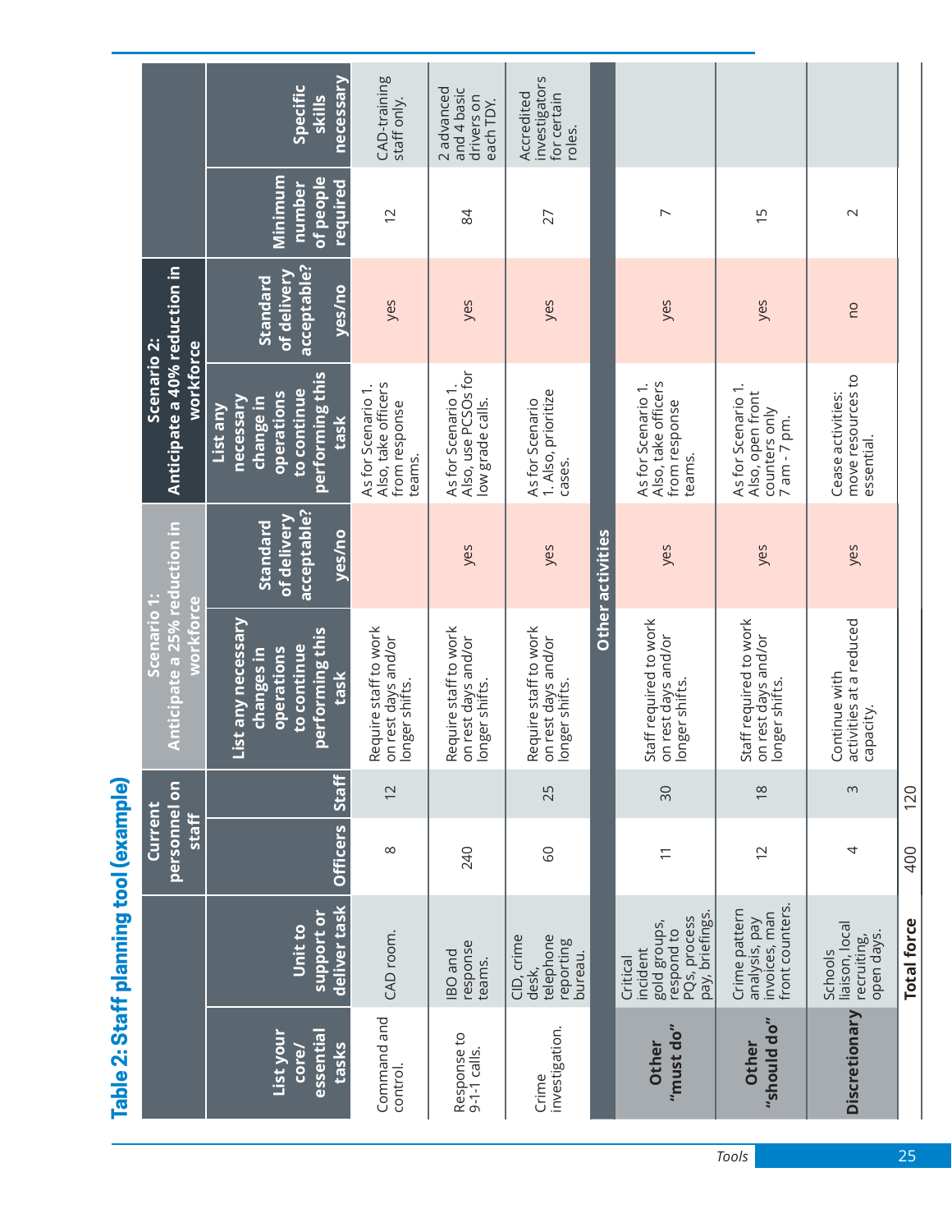# Table 2: Staff planning tool (example)

| List your core/ essential tasks | Unit to support or deliver task | Current personnel on staff: Officers | Current personnel on staff: Staff | Scenario 1: Anticipate a 25% reduction in workforce — List any necessary changes in operations to continue performing this task | Scenario 1: Standard of delivery acceptable? yes/no | Scenario 2: Anticipate a 40% reduction in workforce — List any necessary change in operations to continue performing this task | Scenario 2: Standard of delivery acceptable? yes/no | Minimum number of people required | Specific skills necessary |
|---|---|---|---|---|---|---|---|---|---|
| Command and control. | CAD room. | 8 | 12 | Require staff to work on rest days and/or longer shifts. | | As for Scenario 1. Also, take officers from response teams. | yes | 12 | CAD-training staff only. |
| Response to 9-1-1 calls. | IBO and response teams. | 240 | | Require staff to work on rest days and/or longer shifts. | yes | As for Scenario 1. Also, use PCSOs for low grade calls. | yes | 84 | 2 advanced and 4 basic drivers on each TDY. |
| Crime investigation. | CID, crime desk, telephone reporting bureau. | 60 | 25 | Require staff to work on rest days and/or longer shifts. | yes | As for Scenario 1. Also, prioritize cases. | yes | 27 | Accredited investigators for certain roles. |
| **Other activities** | | | | | | | | | |
| **Other "must do"** | Critical incident gold groups, respond to PQs, process pay, briefings. | 11 | 30 | Staff required to work on rest days and/or longer shifts. | yes | As for Scenario 1. Also, take officers from response teams. | yes | 7 | |
| **Other "should do"** | Crime pattern analysis, pay invoices, man front counters. | 12 | 18 | Staff required to work on rest days and/or longer shifts. | yes | As for Scenario 1. Also, open front counters only 7 am - 7 pm. | yes | 15 | |
| **Discretionary** | Schools liaison, local recruiting, open days. | 4 | 3 | Continue with activities at a reduced capacity. | yes | Cease activities: move resources to essential. | no | 2 | |
| | **Total force** | 400 | 120 | | | | | | |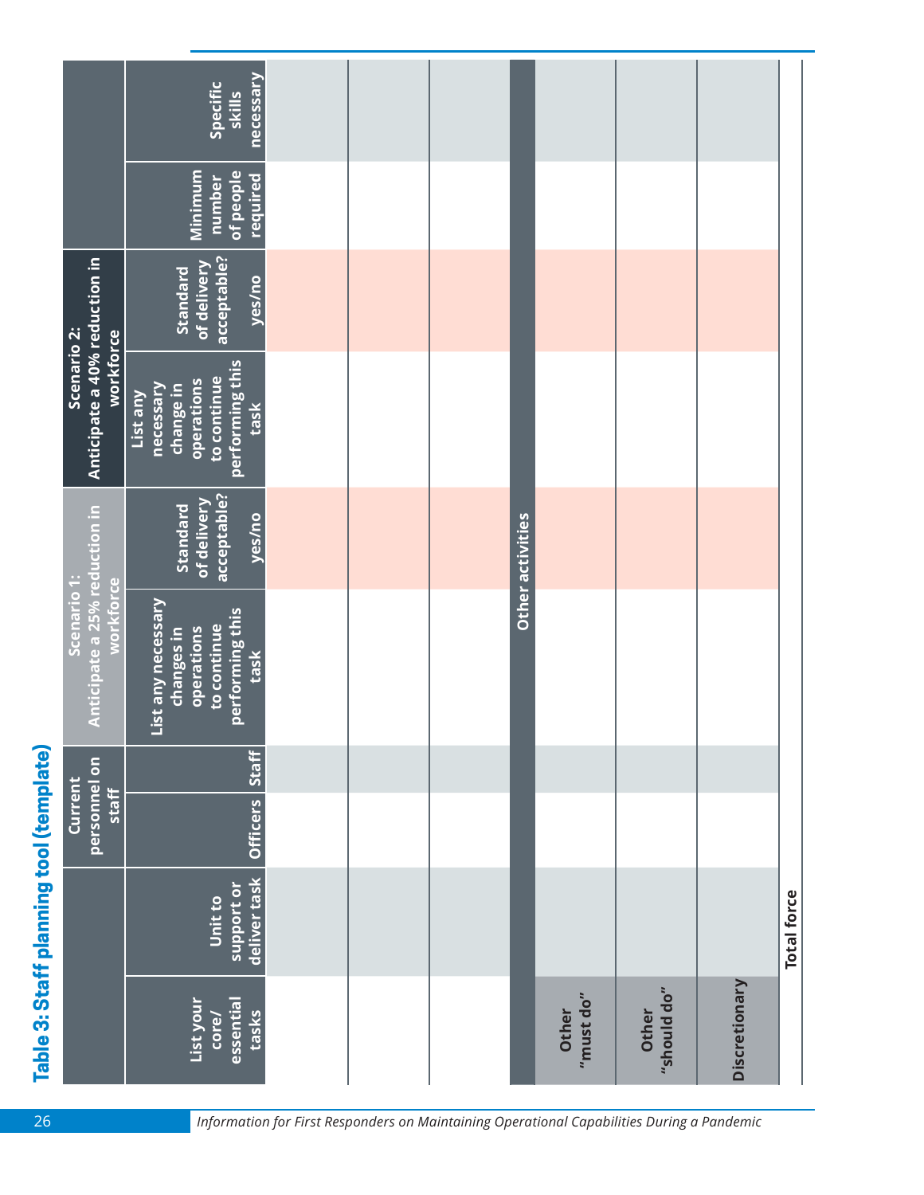## Table 3: Staff planning tool (template)

| List your core/ essential tasks | Unit to support or deliver task | Current personnel on staff | | Scenario 1: Anticipate a 25% reduction in workforce | | Scenario 2: Anticipate a 40% reduction in workforce | | Minimum number of people required | Specific skills necessary |
|---|---|---|---|---|---|---|---|---|---|
| | | Officers | Staff | List any necessary changes in operations to continue performing this task | Standard of delivery acceptable? yes/no | List any necessary change in operations to continue performing this task | Standard of delivery acceptable? yes/no | | |
| | | | | | | | | | |
| | | | | | | | | | |
| | | | | | | | | | |
| **Other activities** | | | | | | | | | |
| Other "must do" | | | | | | | | | |
| Other "should do" | | | | | | | | | |
| Discretionary | | | | | | | | | |
| | **Total force** | | | | | | | | |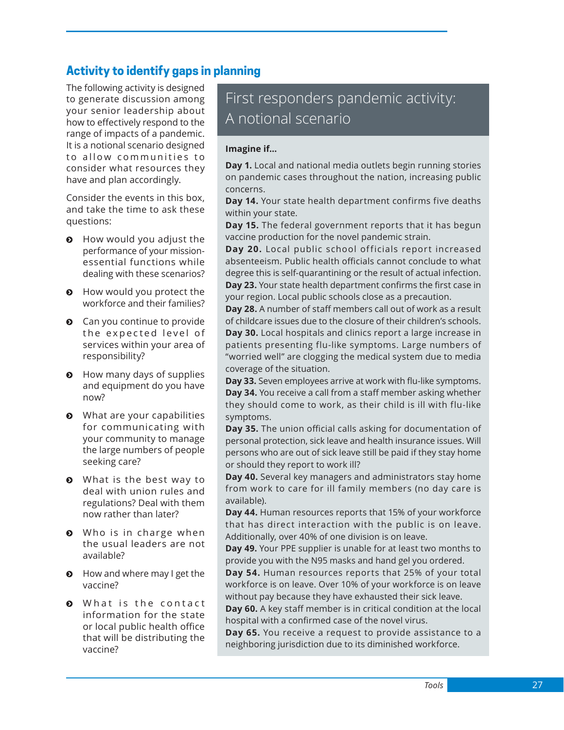## Activity to identify gaps in planning

The following activity is designed to generate discussion among your senior leadership about how to effectively respond to the range of impacts of a pandemic. It is a notional scenario designed to allow communities to consider what resources they have and plan accordingly.

Consider the events in this box, and take the time to ask these questions:

- How would you adjust the performance of your mission-essential functions while dealing with these scenarios?
- How would you protect the workforce and their families?
- Can you continue to provide the expected level of services within your area of responsibility?
- How many days of supplies and equipment do you have now?
- What are your capabilities for communicating with your community to manage the large numbers of people seeking care?
- What is the best way to deal with union rules and regulations? Deal with them now rather than later?
- Who is in charge when the usual leaders are not available?
- How and where may I get the vaccine?
- What is the contact information for the state or local public health office that will be distributing the vaccine?

### First responders pandemic activity: A notional scenario

**Imagine if...**

**Day 1.** Local and national media outlets begin running stories on pandemic cases throughout the nation, increasing public concerns.

**Day 14.** Your state health department confirms five deaths within your state.

**Day 15.** The federal government reports that it has begun vaccine production for the novel pandemic strain.

**Day 20.** Local public school officials report increased absenteeism. Public health officials cannot conclude to what degree this is self-quarantining or the result of actual infection.

**Day 23.** Your state health department confirms the first case in your region. Local public schools close as a precaution.

**Day 28.** A number of staff members call out of work as a result of childcare issues due to the closure of their children's schools.

**Day 30.** Local hospitals and clinics report a large increase in patients presenting flu-like symptoms. Large numbers of "worried well" are clogging the medical system due to media coverage of the situation.

**Day 33.** Seven employees arrive at work with flu-like symptoms.

**Day 34.** You receive a call from a staff member asking whether they should come to work, as their child is ill with flu-like symptoms.

**Day 35.** The union official calls asking for documentation of personal protection, sick leave and health insurance issues. Will persons who are out of sick leave still be paid if they stay home or should they report to work ill?

**Day 40.** Several key managers and administrators stay home from work to care for ill family members (no day care is available).

**Day 44.** Human resources reports that 15% of your workforce that has direct interaction with the public is on leave. Additionally, over 40% of one division is on leave.

**Day 49.** Your PPE supplier is unable for at least two months to provide you with the N95 masks and hand gel you ordered.

**Day 54.** Human resources reports that 25% of your total workforce is on leave. Over 10% of your workforce is on leave without pay because they have exhausted their sick leave.

**Day 60.** A key staff member is in critical condition at the local hospital with a confirmed case of the novel virus.

**Day 65.** You receive a request to provide assistance to a neighboring jurisdiction due to its diminished workforce.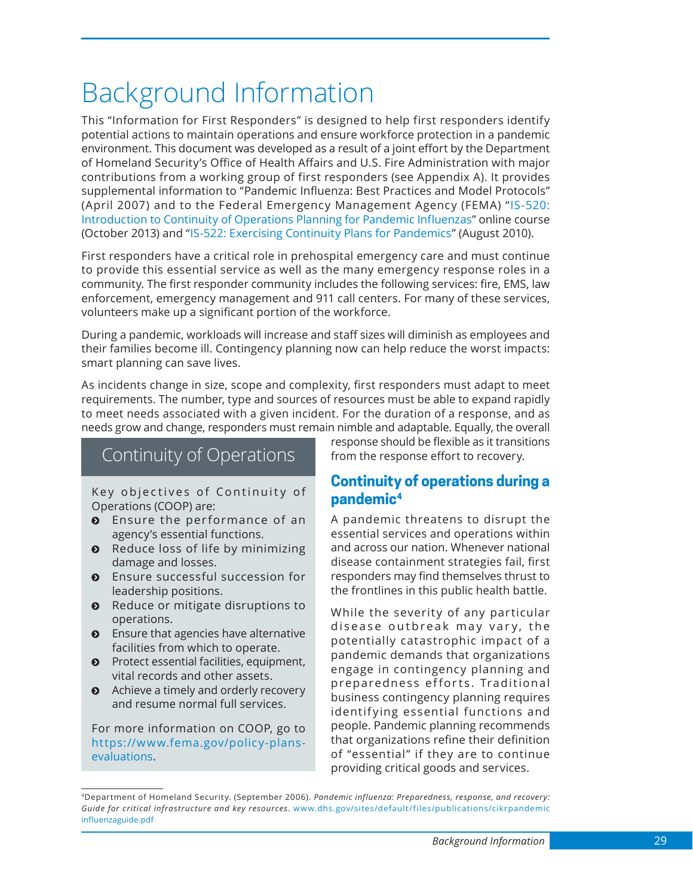# Background Information

This "Information for First Responders" is designed to help first responders identify potential actions to maintain operations and ensure workforce protection in a pandemic environment. This document was developed as a result of a joint effort by the Department of Homeland Security's Office of Health Affairs and U.S. Fire Administration with major contributions from a working group of first responders (see Appendix A). It provides supplemental information to "Pandemic Influenza: Best Practices and Model Protocols" (April 2007) and to the Federal Emergency Management Agency (FEMA) "IS-520: Introduction to Continuity of Operations Planning for Pandemic Influenzas" online course (October 2013) and "IS-522: Exercising Continuity Plans for Pandemics" (August 2010).

First responders have a critical role in prehospital emergency care and must continue to provide this essential service as well as the many emergency response roles in a community. The first responder community includes the following services: fire, EMS, law enforcement, emergency management and 911 call centers. For many of these services, volunteers make up a significant portion of the workforce.

During a pandemic, workloads will increase and staff sizes will diminish as employees and their families become ill. Contingency planning now can help reduce the worst impacts: smart planning can save lives.

As incidents change in size, scope and complexity, first responders must adapt to meet requirements. The number, type and sources of resources must be able to expand rapidly to meet needs associated with a given incident. For the duration of a response, and as needs grow and change, responders must remain nimble and adaptable. Equally, the overall response should be flexible as it transitions from the response effort to recovery.

## Continuity of Operations

Key objectives of Continuity of Operations (COOP) are:

- Ensure the performance of an agency's essential functions.
- Reduce loss of life by minimizing damage and losses.
- Ensure successful succession for leadership positions.
- Reduce or mitigate disruptions to operations.
- Ensure that agencies have alternative facilities from which to operate.
- Protect essential facilities, equipment, vital records and other assets.
- Achieve a timely and orderly recovery and resume normal full services.

For more information on COOP, go to https://www.fema.gov/policy-plans-evaluations.

## Continuity of operations during a pandemic[4]

A pandemic threatens to disrupt the essential services and operations within and across our nation. Whenever national disease containment strategies fail, first responders may find themselves thrust to the frontlines in this public health battle.

While the severity of any particular disease outbreak may vary, the potentially catastrophic impact of a pandemic demands that organizations engage in contingency planning and preparedness efforts. Traditional business contingency planning requires identifying essential functions and people. Pandemic planning recommends that organizations refine their definition of "essential" if they are to continue providing critical goods and services.

[4]Department of Homeland Security. (September 2006). *Pandemic influenza: Preparedness, response, and recovery: Guide for critical infrastructure and key resources*. www.dhs.gov/sites/default/files/publications/cikrpandemicinfluenzaguide.pdf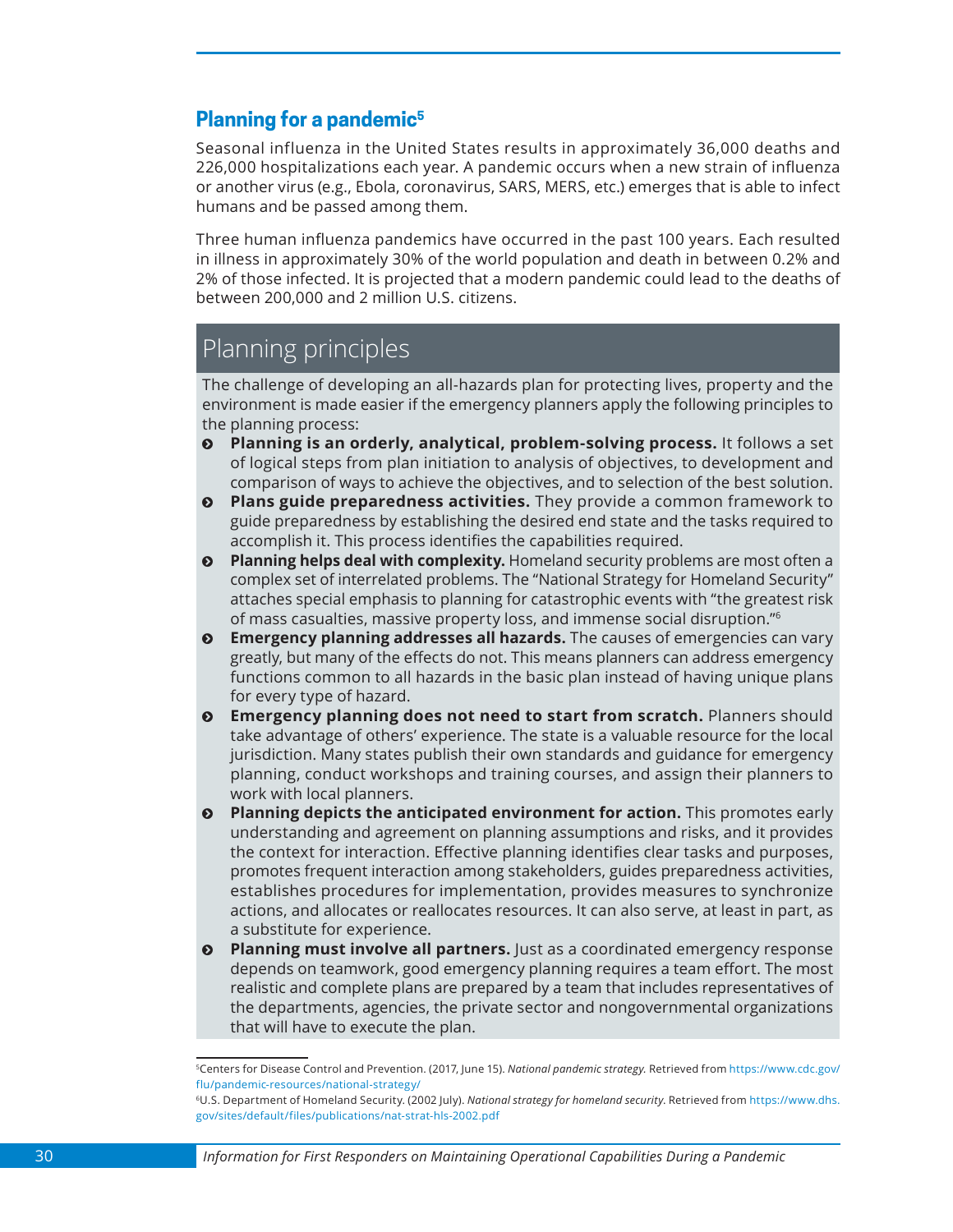## Planning for a pandemic[5]

Seasonal influenza in the United States results in approximately 36,000 deaths and 226,000 hospitalizations each year. A pandemic occurs when a new strain of influenza or another virus (e.g., Ebola, coronavirus, SARS, MERS, etc.) emerges that is able to infect humans and be passed among them.

Three human influenza pandemics have occurred in the past 100 years. Each resulted in illness in approximately 30% of the world population and death in between 0.2% and 2% of those infected. It is projected that a modern pandemic could lead to the deaths of between 200,000 and 2 million U.S. citizens.

### Planning principles

The challenge of developing an all-hazards plan for protecting lives, property and the environment is made easier if the emergency planners apply the following principles to the planning process:

- **Planning is an orderly, analytical, problem-solving process.** It follows a set of logical steps from plan initiation to analysis of objectives, to development and comparison of ways to achieve the objectives, and to selection of the best solution.
- **Plans guide preparedness activities.** They provide a common framework to guide preparedness by establishing the desired end state and the tasks required to accomplish it. This process identifies the capabilities required.
- **Planning helps deal with complexity.** Homeland security problems are most often a complex set of interrelated problems. The "National Strategy for Homeland Security" attaches special emphasis to planning for catastrophic events with "the greatest risk of mass casualties, massive property loss, and immense social disruption."[6]
- **Emergency planning addresses all hazards.** The causes of emergencies can vary greatly, but many of the effects do not. This means planners can address emergency functions common to all hazards in the basic plan instead of having unique plans for every type of hazard.
- **Emergency planning does not need to start from scratch.** Planners should take advantage of others' experience. The state is a valuable resource for the local jurisdiction. Many states publish their own standards and guidance for emergency planning, conduct workshops and training courses, and assign their planners to work with local planners.
- **Planning depicts the anticipated environment for action.** This promotes early understanding and agreement on planning assumptions and risks, and it provides the context for interaction. Effective planning identifies clear tasks and purposes, promotes frequent interaction among stakeholders, guides preparedness activities, establishes procedures for implementation, provides measures to synchronize actions, and allocates or reallocates resources. It can also serve, at least in part, as a substitute for experience.
- **Planning must involve all partners.** Just as a coordinated emergency response depends on teamwork, good emergency planning requires a team effort. The most realistic and complete plans are prepared by a team that includes representatives of the departments, agencies, the private sector and nongovernmental organizations that will have to execute the plan.

---

[5] Centers for Disease Control and Prevention. (2017, June 15). *National pandemic strategy.* Retrieved from https://www.cdc.gov/flu/pandemic-resources/national-strategy/

[6] U.S. Department of Homeland Security. (2002 July). *National strategy for homeland security.* Retrieved from https://www.dhs.gov/sites/default/files/publications/nat-strat-hls-2002.pdf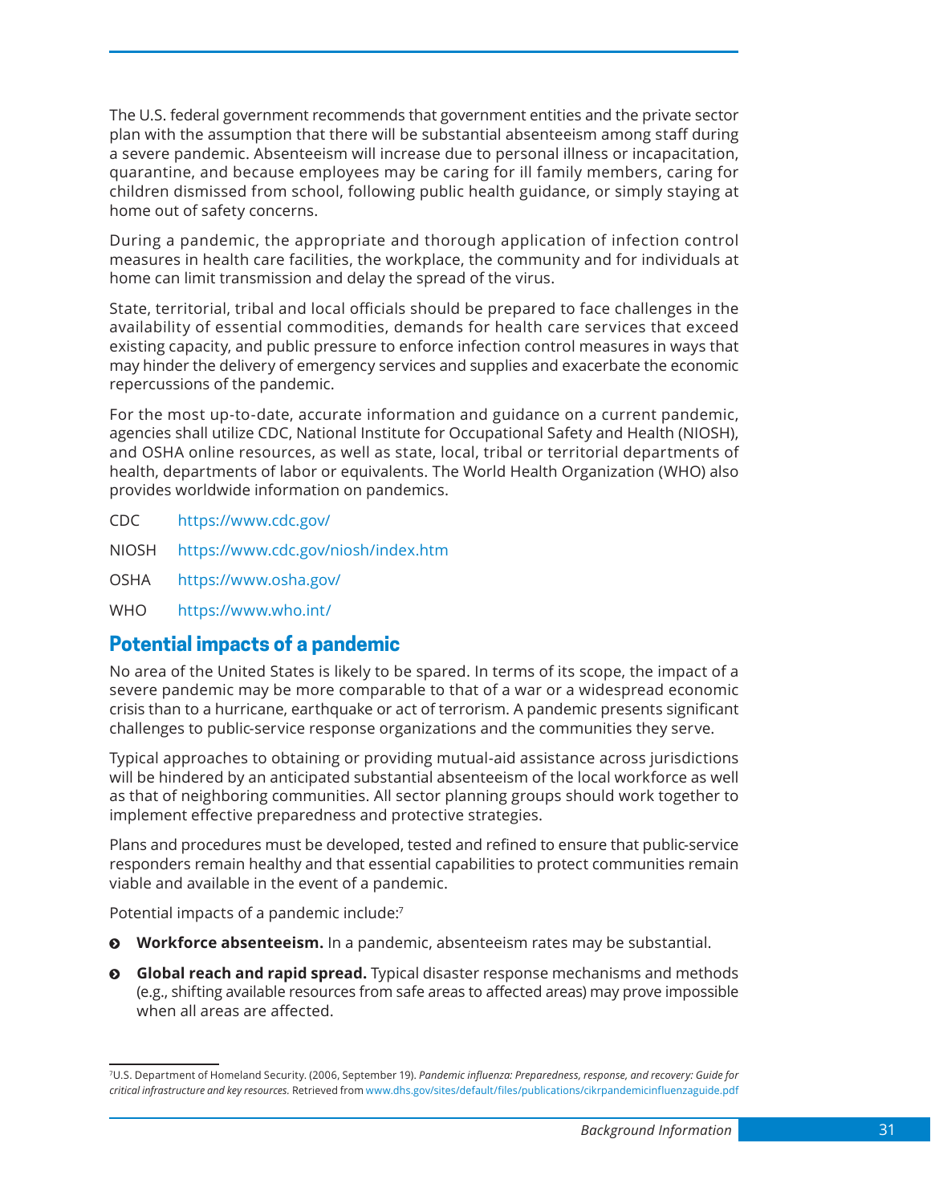The U.S. federal government recommends that government entities and the private sector plan with the assumption that there will be substantial absenteeism among staff during a severe pandemic. Absenteeism will increase due to personal illness or incapacitation, quarantine, and because employees may be caring for ill family members, caring for children dismissed from school, following public health guidance, or simply staying at home out of safety concerns.

During a pandemic, the appropriate and thorough application of infection control measures in health care facilities, the workplace, the community and for individuals at home can limit transmission and delay the spread of the virus.

State, territorial, tribal and local officials should be prepared to face challenges in the availability of essential commodities, demands for health care services that exceed existing capacity, and public pressure to enforce infection control measures in ways that may hinder the delivery of emergency services and supplies and exacerbate the economic repercussions of the pandemic.

For the most up-to-date, accurate information and guidance on a current pandemic, agencies shall utilize CDC, National Institute for Occupational Safety and Health (NIOSH), and OSHA online resources, as well as state, local, tribal or territorial departments of health, departments of labor or equivalents. The World Health Organization (WHO) also provides worldwide information on pandemics.

CDC https://www.cdc.gov/

NIOSH https://www.cdc.gov/niosh/index.htm

OSHA https://www.osha.gov/

WHO https://www.who.int/

## Potential impacts of a pandemic

No area of the United States is likely to be spared. In terms of its scope, the impact of a severe pandemic may be more comparable to that of a war or a widespread economic crisis than to a hurricane, earthquake or act of terrorism. A pandemic presents significant challenges to public-service response organizations and the communities they serve.

Typical approaches to obtaining or providing mutual-aid assistance across jurisdictions will be hindered by an anticipated substantial absenteeism of the local workforce as well as that of neighboring communities. All sector planning groups should work together to implement effective preparedness and protective strategies.

Plans and procedures must be developed, tested and refined to ensure that public-service responders remain healthy and that essential capabilities to protect communities remain viable and available in the event of a pandemic.

Potential impacts of a pandemic include:[7]

- **Workforce absenteeism.** In a pandemic, absenteeism rates may be substantial.
- **Global reach and rapid spread.** Typical disaster response mechanisms and methods (e.g., shifting available resources from safe areas to affected areas) may prove impossible when all areas are affected.

---

[7] U.S. Department of Homeland Security. (2006, September 19). *Pandemic influenza: Preparedness, response, and recovery: Guide for critical infrastructure and key resources.* Retrieved from www.dhs.gov/sites/default/files/publications/cikrpandemicinfluenzaguide.pdf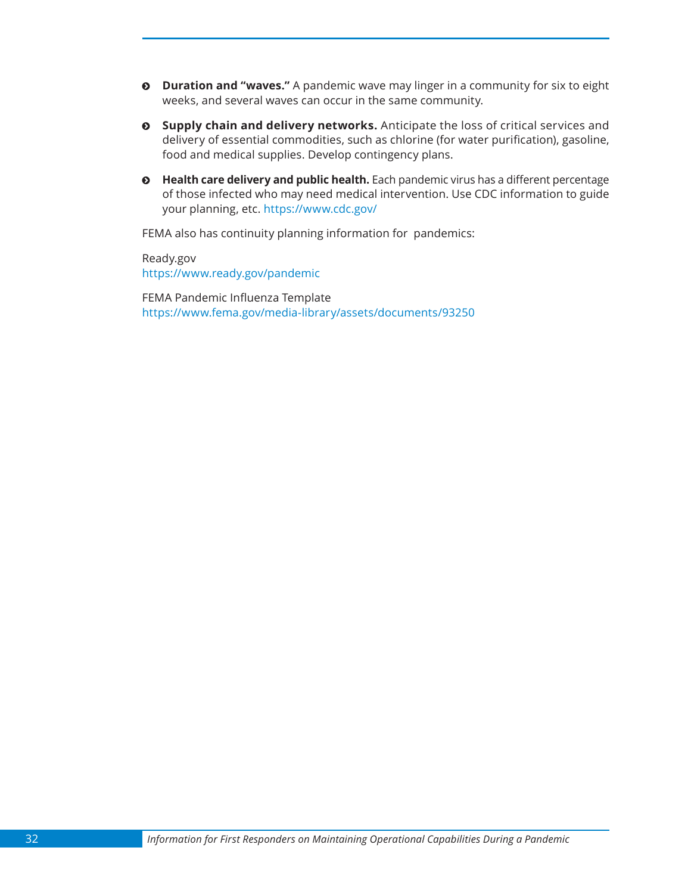- **Duration and "waves."** A pandemic wave may linger in a community for six to eight weeks, and several waves can occur in the same community.
- **Supply chain and delivery networks.** Anticipate the loss of critical services and delivery of essential commodities, such as chlorine (for water purification), gasoline, food and medical supplies. Develop contingency plans.
- **Health care delivery and public health.** Each pandemic virus has a different percentage of those infected who may need medical intervention. Use CDC information to guide your planning, etc. https://www.cdc.gov/

FEMA also has continuity planning information for pandemics:

Ready.gov
https://www.ready.gov/pandemic

FEMA Pandemic Influenza Template
https://www.fema.gov/media-library/assets/documents/93250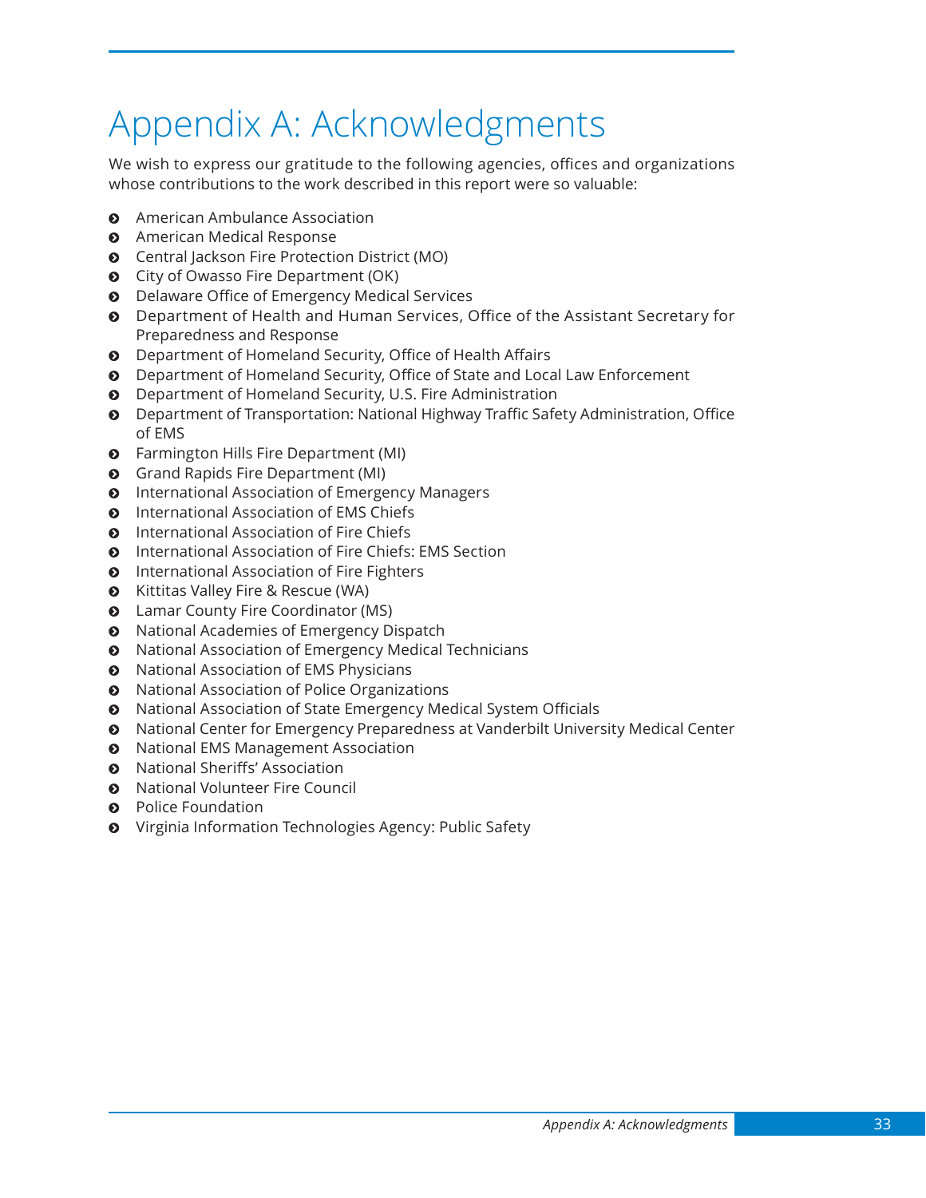# Appendix A: Acknowledgments

We wish to express our gratitude to the following agencies, offices and organizations whose contributions to the work described in this report were so valuable:

- American Ambulance Association
- American Medical Response
- Central Jackson Fire Protection District (MO)
- City of Owasso Fire Department (OK)
- Delaware Office of Emergency Medical Services
- Department of Health and Human Services, Office of the Assistant Secretary for Preparedness and Response
- Department of Homeland Security, Office of Health Affairs
- Department of Homeland Security, Office of State and Local Law Enforcement
- Department of Homeland Security, U.S. Fire Administration
- Department of Transportation: National Highway Traffic Safety Administration, Office of EMS
- Farmington Hills Fire Department (MI)
- Grand Rapids Fire Department (MI)
- International Association of Emergency Managers
- International Association of EMS Chiefs
- International Association of Fire Chiefs
- International Association of Fire Chiefs: EMS Section
- International Association of Fire Fighters
- Kittitas Valley Fire & Rescue (WA)
- Lamar County Fire Coordinator (MS)
- National Academies of Emergency Dispatch
- National Association of Emergency Medical Technicians
- National Association of EMS Physicians
- National Association of Police Organizations
- National Association of State Emergency Medical System Officials
- National Center for Emergency Preparedness at Vanderbilt University Medical Center
- National EMS Management Association
- National Sheriffs' Association
- National Volunteer Fire Council
- Police Foundation
- Virginia Information Technologies Agency: Public Safety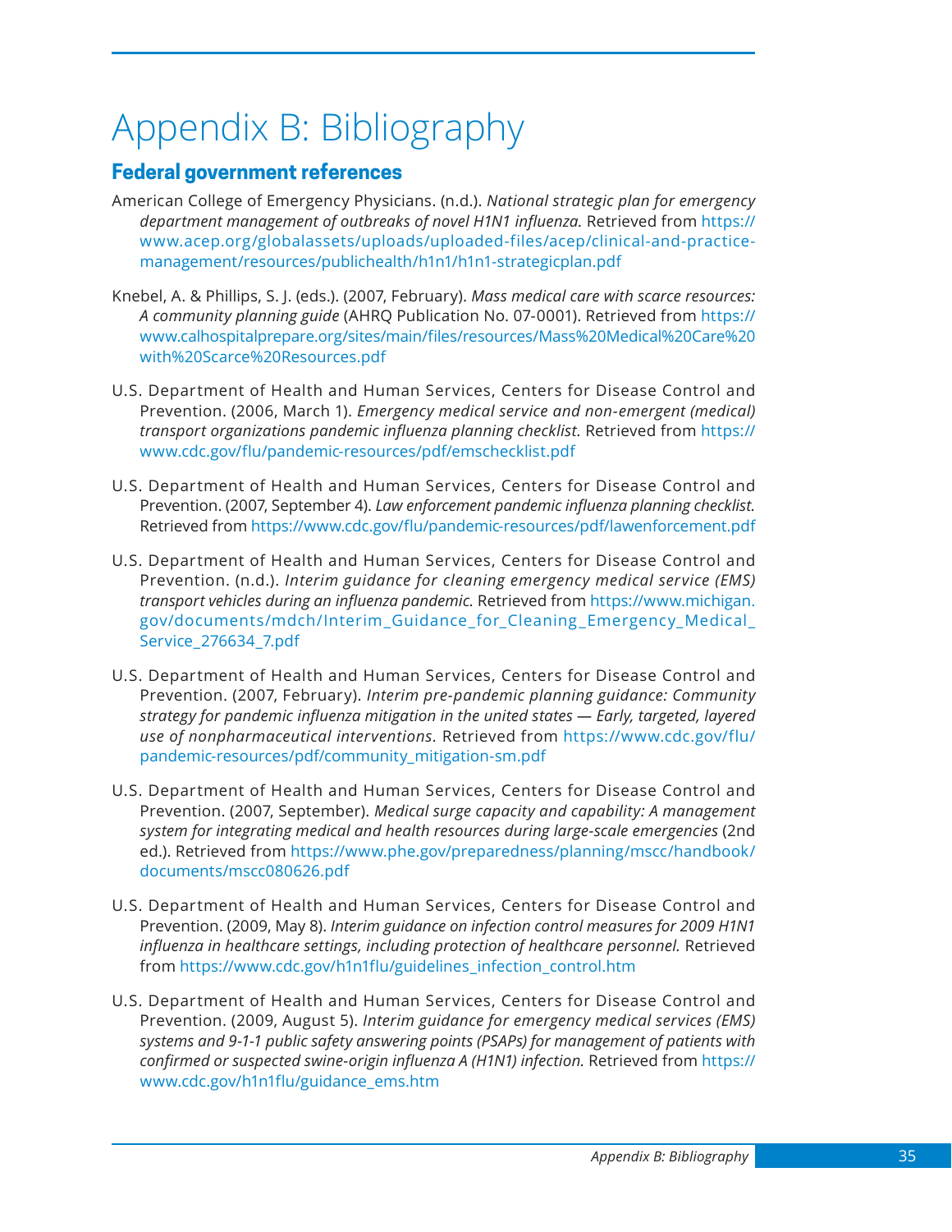# Appendix B: Bibliography

## Federal government references

American College of Emergency Physicians. (n.d.). *National strategic plan for emergency department management of outbreaks of novel H1N1 influenza.* Retrieved from https://www.acep.org/globalassets/uploads/uploaded-files/acep/clinical-and-practice-management/resources/publichealth/h1n1/h1n1-strategicplan.pdf

Knebel, A. & Phillips, S. J. (eds.). (2007, February). *Mass medical care with scarce resources: A community planning guide* (AHRQ Publication No. 07-0001). Retrieved from https://www.calhospitalprepare.org/sites/main/files/resources/Mass%20Medical%20Care%20with%20Scarce%20Resources.pdf

U.S. Department of Health and Human Services, Centers for Disease Control and Prevention. (2006, March 1). *Emergency medical service and non-emergent (medical) transport organizations pandemic influenza planning checklist.* Retrieved from https://www.cdc.gov/flu/pandemic-resources/pdf/emschecklist.pdf

U.S. Department of Health and Human Services, Centers for Disease Control and Prevention. (2007, September 4). *Law enforcement pandemic influenza planning checklist.* Retrieved from https://www.cdc.gov/flu/pandemic-resources/pdf/lawenforcement.pdf

U.S. Department of Health and Human Services, Centers for Disease Control and Prevention. (n.d.). *Interim guidance for cleaning emergency medical service (EMS) transport vehicles during an influenza pandemic.* Retrieved from https://www.michigan.gov/documents/mdch/Interim_Guidance_for_Cleaning_Emergency_Medical_Service_276634_7.pdf

U.S. Department of Health and Human Services, Centers for Disease Control and Prevention. (2007, February). *Interim pre-pandemic planning guidance: Community strategy for pandemic influenza mitigation in the united states — Early, targeted, layered use of nonpharmaceutical interventions.* Retrieved from https://www.cdc.gov/flu/pandemic-resources/pdf/community_mitigation-sm.pdf

U.S. Department of Health and Human Services, Centers for Disease Control and Prevention. (2007, September). *Medical surge capacity and capability: A management system for integrating medical and health resources during large-scale emergencies* (2nd ed.). Retrieved from https://www.phe.gov/preparedness/planning/mscc/handbook/documents/mscc080626.pdf

U.S. Department of Health and Human Services, Centers for Disease Control and Prevention. (2009, May 8). *Interim guidance on infection control measures for 2009 H1N1 influenza in healthcare settings, including protection of healthcare personnel.* Retrieved from https://www.cdc.gov/h1n1flu/guidelines_infection_control.htm

U.S. Department of Health and Human Services, Centers for Disease Control and Prevention. (2009, August 5). *Interim guidance for emergency medical services (EMS) systems and 9-1-1 public safety answering points (PSAPs) for management of patients with confirmed or suspected swine-origin influenza A (H1N1) infection.* Retrieved from https://www.cdc.gov/h1n1flu/guidance_ems.htm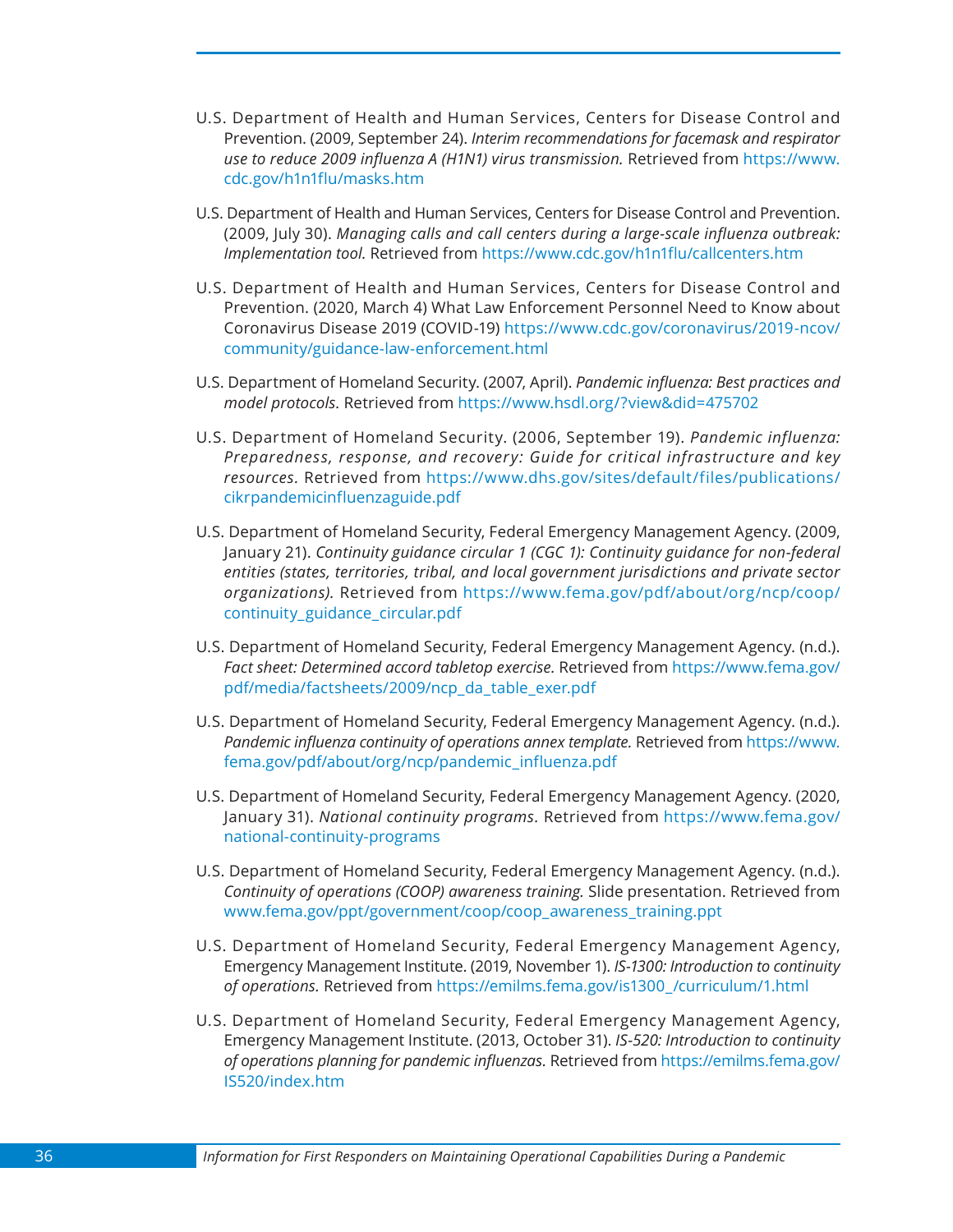U.S. Department of Health and Human Services, Centers for Disease Control and Prevention. (2009, September 24). *Interim recommendations for facemask and respirator use to reduce 2009 influenza A (H1N1) virus transmission.* Retrieved from https://www.cdc.gov/h1n1flu/masks.htm

U.S. Department of Health and Human Services, Centers for Disease Control and Prevention. (2009, July 30). *Managing calls and call centers during a large-scale influenza outbreak: Implementation tool.* Retrieved from https://www.cdc.gov/h1n1flu/callcenters.htm

U.S. Department of Health and Human Services, Centers for Disease Control and Prevention. (2020, March 4) What Law Enforcement Personnel Need to Know about Coronavirus Disease 2019 (COVID-19) https://www.cdc.gov/coronavirus/2019-ncov/community/guidance-law-enforcement.html

U.S. Department of Homeland Security. (2007, April). *Pandemic influenza: Best practices and model protocols.* Retrieved from https://www.hsdl.org/?view&did=475702

U.S. Department of Homeland Security. (2006, September 19). *Pandemic influenza: Preparedness, response, and recovery: Guide for critical infrastructure and key resources.* Retrieved from https://www.dhs.gov/sites/default/files/publications/cikrpandemicinfluenzaguide.pdf

U.S. Department of Homeland Security, Federal Emergency Management Agency. (2009, January 21). *Continuity guidance circular 1 (CGC 1): Continuity guidance for non-federal entities (states, territories, tribal, and local government jurisdictions and private sector organizations).* Retrieved from https://www.fema.gov/pdf/about/org/ncp/coop/continuity_guidance_circular.pdf

U.S. Department of Homeland Security, Federal Emergency Management Agency. (n.d.). *Fact sheet: Determined accord tabletop exercise.* Retrieved from https://www.fema.gov/pdf/media/factsheets/2009/ncp_da_table_exer.pdf

U.S. Department of Homeland Security, Federal Emergency Management Agency. (n.d.). *Pandemic influenza continuity of operations annex template.* Retrieved from https://www.fema.gov/pdf/about/org/ncp/pandemic_influenza.pdf

U.S. Department of Homeland Security, Federal Emergency Management Agency. (2020, January 31). *National continuity programs.* Retrieved from https://www.fema.gov/national-continuity-programs

U.S. Department of Homeland Security, Federal Emergency Management Agency. (n.d.). *Continuity of operations (COOP) awareness training.* Slide presentation. Retrieved from www.fema.gov/ppt/government/coop/coop_awareness_training.ppt

U.S. Department of Homeland Security, Federal Emergency Management Agency, Emergency Management Institute. (2019, November 1). *IS-1300: Introduction to continuity of operations.* Retrieved from https://emilms.fema.gov/is1300_/curriculum/1.html

U.S. Department of Homeland Security, Federal Emergency Management Agency, Emergency Management Institute. (2013, October 31). *IS-520: Introduction to continuity of operations planning for pandemic influenzas.* Retrieved from https://emilms.fema.gov/IS520/index.htm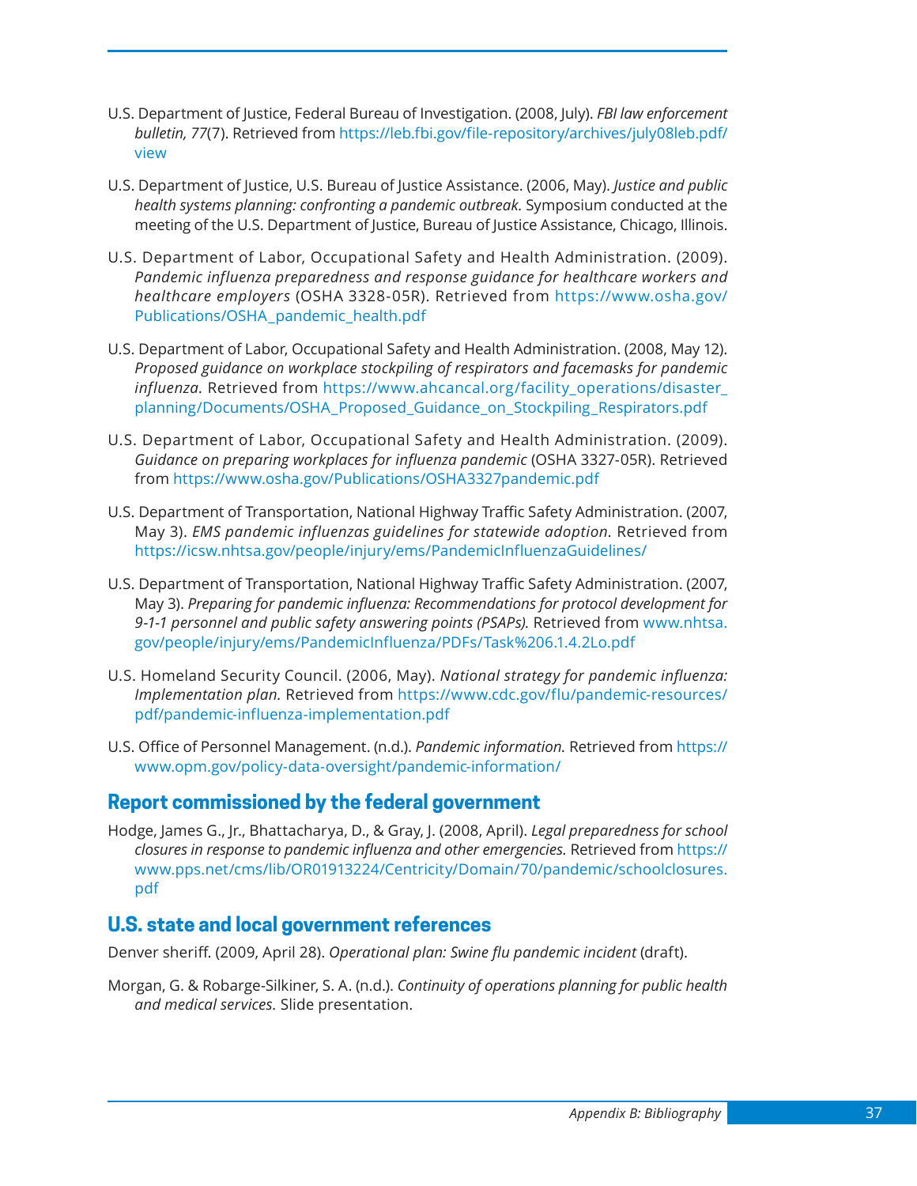U.S. Department of Justice, Federal Bureau of Investigation. (2008, July). *FBI law enforcement bulletin, 77*(7). Retrieved from https://leb.fbi.gov/file-repository/archives/july08leb.pdf/view

U.S. Department of Justice, U.S. Bureau of Justice Assistance. (2006, May). *Justice and public health systems planning: confronting a pandemic outbreak.* Symposium conducted at the meeting of the U.S. Department of Justice, Bureau of Justice Assistance, Chicago, Illinois.

U.S. Department of Labor, Occupational Safety and Health Administration. (2009). *Pandemic influenza preparedness and response guidance for healthcare workers and healthcare employers* (OSHA 3328-05R). Retrieved from https://www.osha.gov/Publications/OSHA_pandemic_health.pdf

U.S. Department of Labor, Occupational Safety and Health Administration. (2008, May 12). *Proposed guidance on workplace stockpiling of respirators and facemasks for pandemic influenza.* Retrieved from https://www.ahcancal.org/facility_operations/disaster_planning/Documents/OSHA_Proposed_Guidance_on_Stockpiling_Respirators.pdf

U.S. Department of Labor, Occupational Safety and Health Administration. (2009). *Guidance on preparing workplaces for influenza pandemic* (OSHA 3327-05R). Retrieved from https://www.osha.gov/Publications/OSHA3327pandemic.pdf

U.S. Department of Transportation, National Highway Traffic Safety Administration. (2007, May 3). *EMS pandemic influenzas guidelines for statewide adoption.* Retrieved from https://icsw.nhtsa.gov/people/injury/ems/PandemicInfluenzaGuidelines/

U.S. Department of Transportation, National Highway Traffic Safety Administration. (2007, May 3). *Preparing for pandemic influenza: Recommendations for protocol development for 9-1-1 personnel and public safety answering points (PSAPs).* Retrieved from www.nhtsa.gov/people/injury/ems/PandemicInfluenza/PDFs/Task%206.1.4.2Lo.pdf

U.S. Homeland Security Council. (2006, May). *National strategy for pandemic influenza: Implementation plan.* Retrieved from https://www.cdc.gov/flu/pandemic-resources/pdf/pandemic-influenza-implementation.pdf

U.S. Office of Personnel Management. (n.d.). *Pandemic information.* Retrieved from https://www.opm.gov/policy-data-oversight/pandemic-information/

## Report commissioned by the federal government

Hodge, James G., Jr., Bhattacharya, D., & Gray, J. (2008, April). *Legal preparedness for school closures in response to pandemic influenza and other emergencies.* Retrieved from https://www.pps.net/cms/lib/OR01913224/Centricity/Domain/70/pandemic/schoolclosures.pdf

## U.S. state and local government references

Denver sheriff. (2009, April 28). *Operational plan: Swine flu pandemic incident* (draft).

Morgan, G. & Robarge-Silkiner, S. A. (n.d.). *Continuity of operations planning for public health and medical services.* Slide presentation.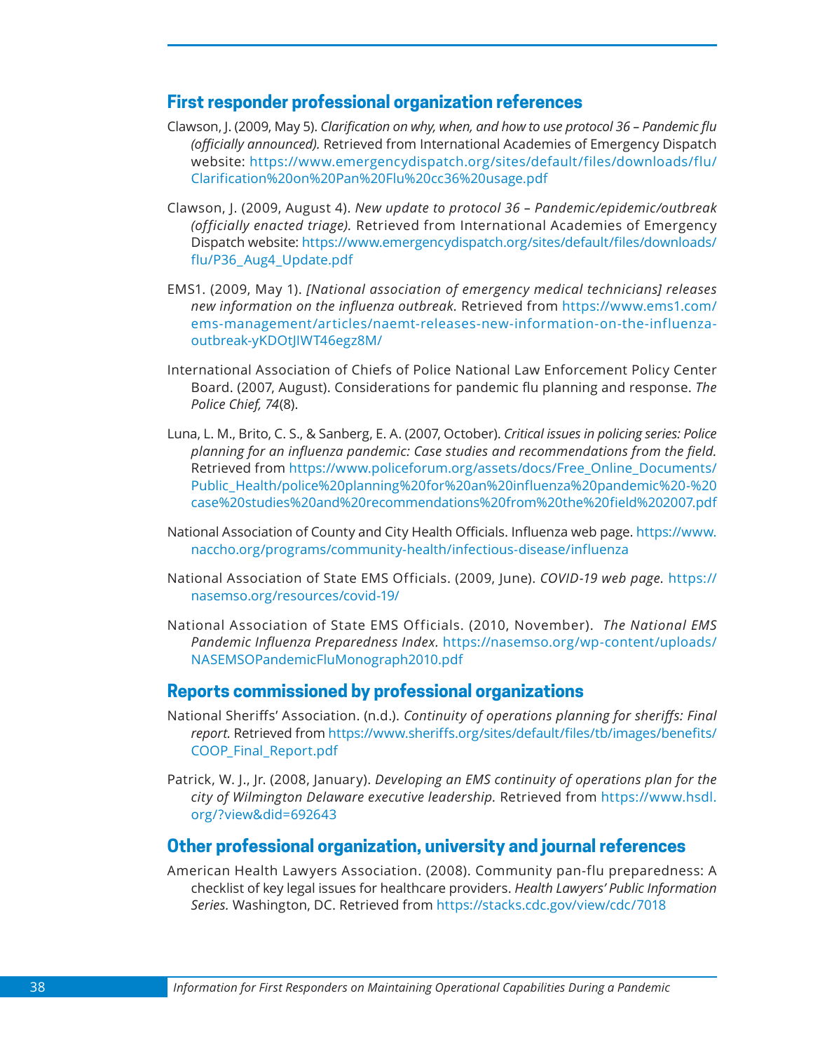## First responder professional organization references

Clawson, J. (2009, May 5). *Clarification on why, when, and how to use protocol 36 – Pandemic flu (officially announced).* Retrieved from International Academies of Emergency Dispatch website: https://www.emergencydispatch.org/sites/default/files/downloads/flu/Clarification%20on%20Pan%20Flu%20cc36%20usage.pdf

Clawson, J. (2009, August 4). *New update to protocol 36 – Pandemic/epidemic/outbreak (officially enacted triage).* Retrieved from International Academies of Emergency Dispatch website: https://www.emergencydispatch.org/sites/default/files/downloads/flu/P36_Aug4_Update.pdf

EMS1. (2009, May 1). *[National association of emergency medical technicians] releases new information on the influenza outbreak.* Retrieved from https://www.ems1.com/ems-management/articles/naemt-releases-new-information-on-the-influenza-outbreak-yKDOtJIWT46egz8M/

International Association of Chiefs of Police National Law Enforcement Policy Center Board. (2007, August). Considerations for pandemic flu planning and response. *The Police Chief, 74*(8).

Luna, L. M., Brito, C. S., & Sanberg, E. A. (2007, October). *Critical issues in policing series: Police planning for an influenza pandemic: Case studies and recommendations from the field.* Retrieved from https://www.policeforum.org/assets/docs/Free_Online_Documents/Public_Health/police%20planning%20for%20an%20influenza%20pandemic%20-%20case%20studies%20and%20recommendations%20from%20the%20field%202007.pdf

National Association of County and City Health Officials. Influenza web page. https://www.naccho.org/programs/community-health/infectious-disease/influenza

National Association of State EMS Officials. (2009, June). *COVID-19 web page.* https://nasemso.org/resources/covid-19/

National Association of State EMS Officials. (2010, November). *The National EMS Pandemic Influenza Preparedness Index.* https://nasemso.org/wp-content/uploads/NASEMSOPandemicFluMonograph2010.pdf

## Reports commissioned by professional organizations

National Sheriffs' Association. (n.d.). *Continuity of operations planning for sheriffs: Final report.* Retrieved from https://www.sheriffs.org/sites/default/files/tb/images/benefits/COOP_Final_Report.pdf

Patrick, W. J., Jr. (2008, January). *Developing an EMS continuity of operations plan for the city of Wilmington Delaware executive leadership.* Retrieved from https://www.hsdl.org/?view&did=692643

## Other professional organization, university and journal references

American Health Lawyers Association. (2008). Community pan-flu preparedness: A checklist of key legal issues for healthcare providers. *Health Lawyers' Public Information Series.* Washington, DC. Retrieved from https://stacks.cdc.gov/view/cdc/7018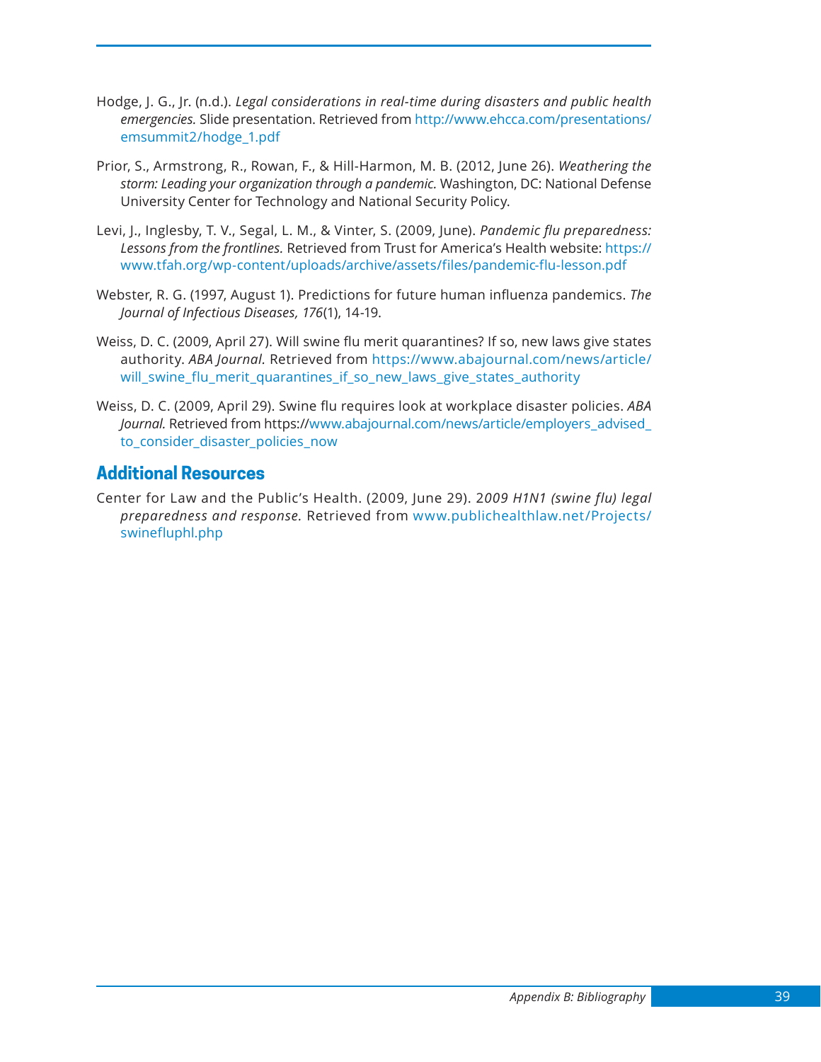Hodge, J. G., Jr. (n.d.). *Legal considerations in real-time during disasters and public health emergencies.* Slide presentation. Retrieved from http://www.ehcca.com/presentations/emsummit2/hodge_1.pdf

Prior, S., Armstrong, R., Rowan, F., & Hill-Harmon, M. B. (2012, June 26). *Weathering the storm: Leading your organization through a pandemic.* Washington, DC: National Defense University Center for Technology and National Security Policy.

Levi, J., Inglesby, T. V., Segal, L. M., & Vinter, S. (2009, June). *Pandemic flu preparedness: Lessons from the frontlines.* Retrieved from Trust for America's Health website: https://www.tfah.org/wp-content/uploads/archive/assets/files/pandemic-flu-lesson.pdf

Webster, R. G. (1997, August 1). Predictions for future human influenza pandemics. *The Journal of Infectious Diseases, 176*(1), 14-19.

Weiss, D. C. (2009, April 27). Will swine flu merit quarantines? If so, new laws give states authority. *ABA Journal*. Retrieved from https://www.abajournal.com/news/article/will_swine_flu_merit_quarantines_if_so_new_laws_give_states_authority

Weiss, D. C. (2009, April 29). Swine flu requires look at workplace disaster policies. *ABA Journal.* Retrieved from https://www.abajournal.com/news/article/employers_advised_to_consider_disaster_policies_now

## Additional Resources

Center for Law and the Public's Health. (2009, June 29). 2*009 H1N1 (swine flu) legal preparedness and response.* Retrieved from www.publichealthlaw.net/Projects/swinefluphl.php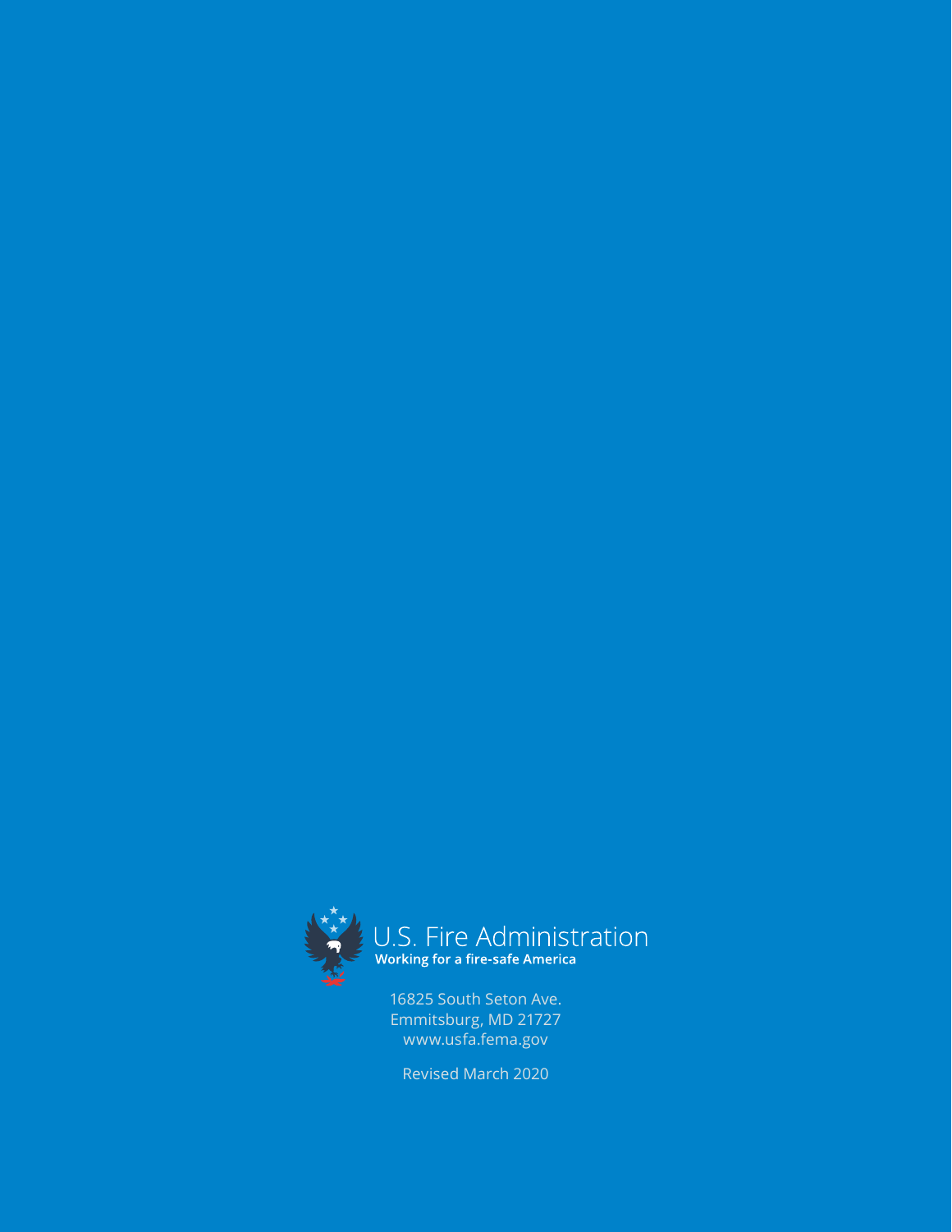U.S. Fire Administration
**Working for a fire-safe America**

16825 South Seton Ave.
Emmitsburg, MD 21727
www.usfa.fema.gov

Revised March 2020